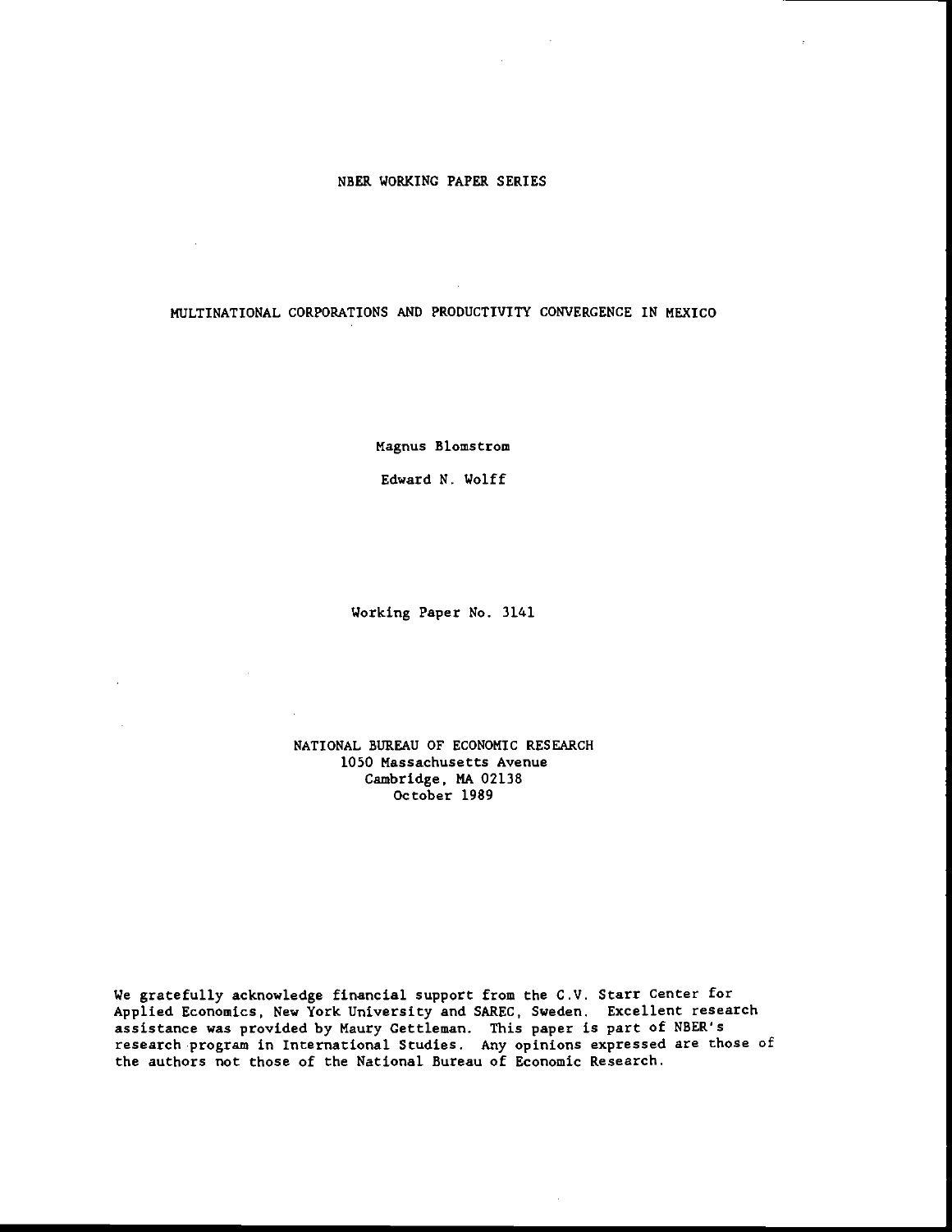NBER WORKING PAPER SERIES

# MULTINATIONAL CORPORATIONS AND PRODUCTIVITY CONVERGENCE IN MEXICO

Magnus Blomstrom

Edward N. Wolff

Working Paper No. 3141

NATIONAL BUREAU OF ECONOMIC RESEARCH
1050 Massachusetts Avenue
Cambridge, MA 02138
October 1989

We gratefully acknowledge financial support from the C.V. Starr Center for Applied Economics, New York University and SAREC, Sweden. Excellent research assistance was provided by Maury Gettleman. This paper is part of NBER's research program in International Studies. Any opinions expressed are those of the authors not those of the National Bureau of Economic Research.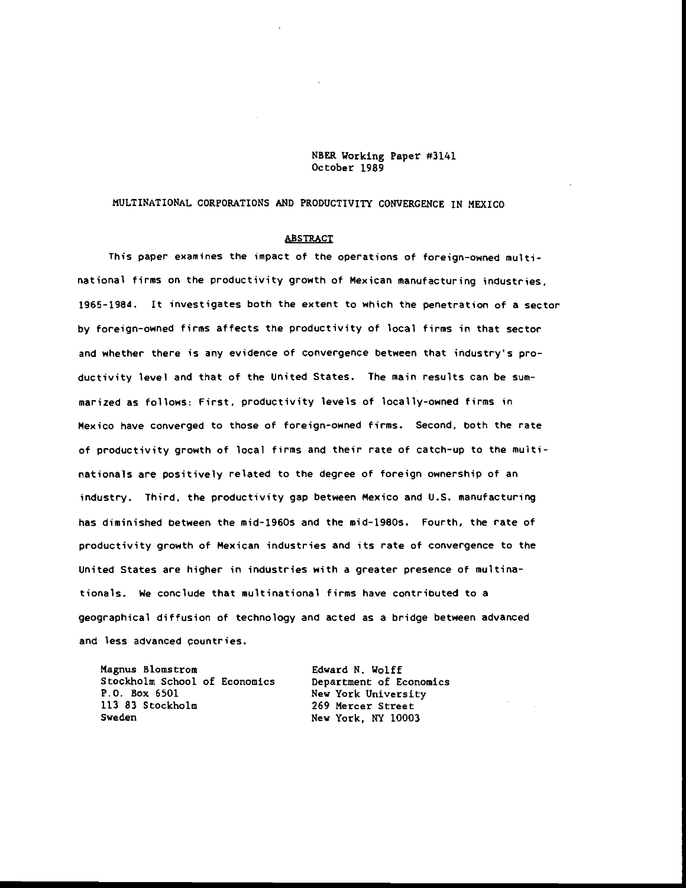NBER Working Paper #3141
October 1989

# MULTINATIONAL CORPORATIONS AND PRODUCTIVITY CONVERGENCE IN MEXICO

## ABSTRACT

This paper examines the impact of the operations of foreign-owned multinational firms on the productivity growth of Mexican manufacturing industries, 1965-1984. It investigates both the extent to which the penetration of a sector by foreign-owned firms affects the productivity of local firms in that sector and whether there is any evidence of convergence between that industry's productivity level and that of the United States. The main results can be summarized as follows: First, productivity levels of locally-owned firms in Mexico have converged to those of foreign-owned firms. Second, both the rate of productivity growth of local firms and their rate of catch-up to the multinationals are positively related to the degree of foreign ownership of an industry. Third, the productivity gap between Mexico and U.S. manufacturing has diminished between the mid-1960s and the mid-1980s. Fourth, the rate of productivity growth of Mexican industries and its rate of convergence to the United States are higher in industries with a greater presence of multinationals. We conclude that multinational firms have contributed to a geographical diffusion of technology and acted as a bridge between advanced and less advanced countries.

Magnus Blomstrom
Stockholm School of Economics
P.O. Box 6501
113 83 Stockholm
Sweden

Edward N. Wolff
Department of Economics
New York University
269 Mercer Street
New York, NY 10003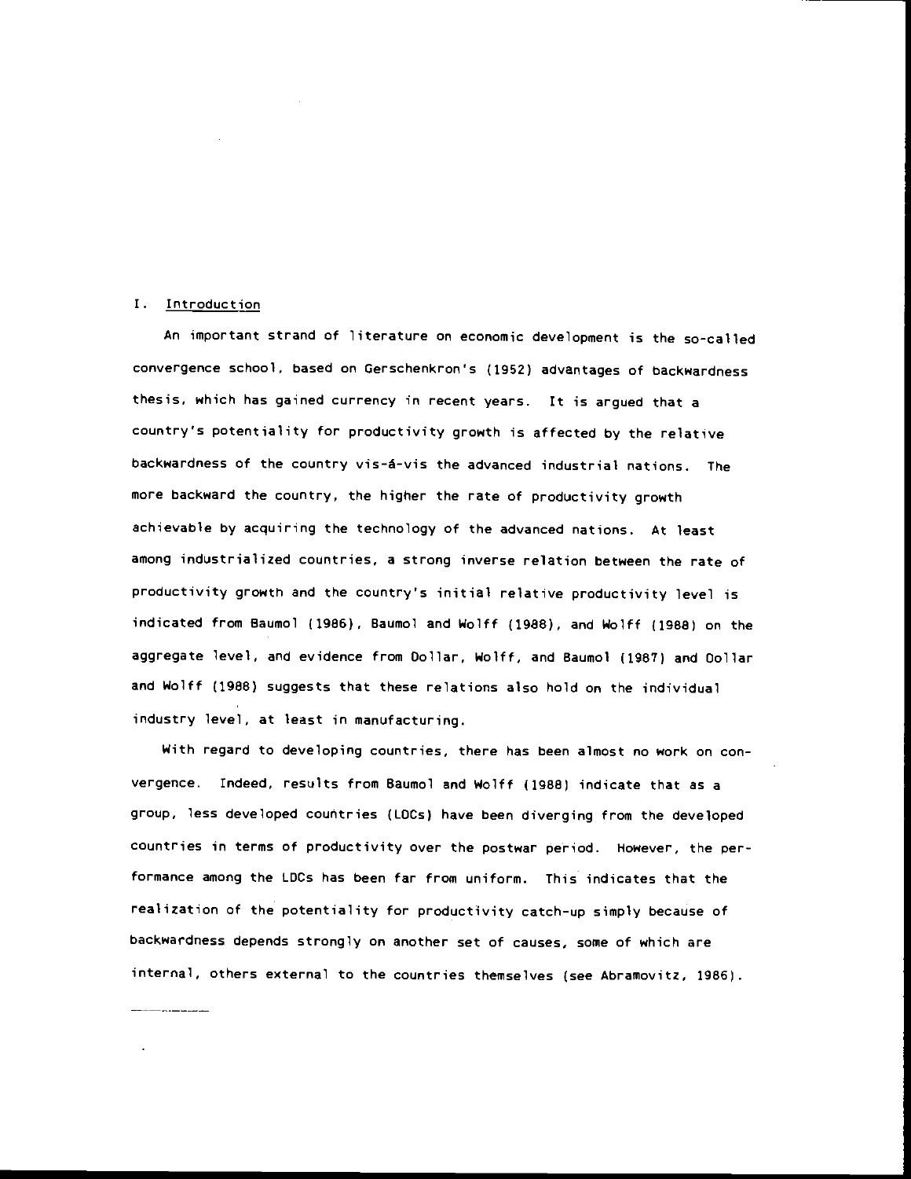## I. Introduction

An important strand of literature on economic development is the so-called convergence school, based on Gerschenkron's (1952) advantages of backwardness thesis, which has gained currency in recent years. It is argued that a country's potentiality for productivity growth is affected by the relative backwardness of the country vis-á-vis the advanced industrial nations. The more backward the country, the higher the rate of productivity growth achievable by acquiring the technology of the advanced nations. At least among industrialized countries, a strong inverse relation between the rate of productivity growth and the country's initial relative productivity level is indicated from Baumol (1986), Baumol and Wolff (1988), and Wolff (1988) on the aggregate level, and evidence from Dollar, Wolff, and Baumol (1987) and Dollar and Wolff (1988) suggests that these relations also hold on the individual industry level, at least in manufacturing.

With regard to developing countries, there has been almost no work on convergence. Indeed, results from Baumol and Wolff (1988) indicate that as a group, less developed countries (LDCs) have been diverging from the developed countries in terms of productivity over the postwar period. However, the performance among the LDCs has been far from uniform. This indicates that the realization of the potentiality for productivity catch-up simply because of backwardness depends strongly on another set of causes, some of which are internal, others external to the countries themselves (see Abramovitz, 1986).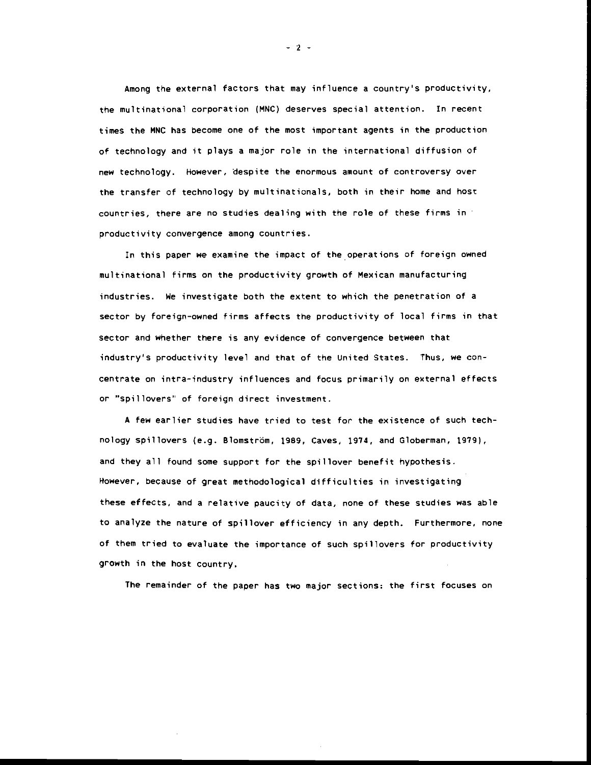Among the external factors that may influence a country's productivity, the multinational corporation (MNC) deserves special attention. In recent times the MNC has become one of the most important agents in the production of technology and it plays a major role in the international diffusion of new technology. However, despite the enormous amount of controversy over the transfer of technology by multinationals, both in their home and host countries, there are no studies dealing with the role of these firms in productivity convergence among countries.

In this paper we examine the impact of the operations of foreign owned multinational firms on the productivity growth of Mexican manufacturing industries. We investigate both the extent to which the penetration of a sector by foreign-owned firms affects the productivity of local firms in that sector and whether there is any evidence of convergence between that industry's productivity level and that of the United States. Thus, we concentrate on intra-industry influences and focus primarily on external effects or "spillovers" of foreign direct investment.

A few earlier studies have tried to test for the existence of such technology spillovers (e.g. Blomström, 1989, Caves, 1974, and Globerman, 1979), and they all found some support for the spillover benefit hypothesis. However, because of great methodological difficulties in investigating these effects, and a relative paucity of data, none of these studies was able to analyze the nature of spillover efficiency in any depth. Furthermore, none of them tried to evaluate the importance of such spillovers for productivity growth in the host country.

The remainder of the paper has two major sections: the first focuses on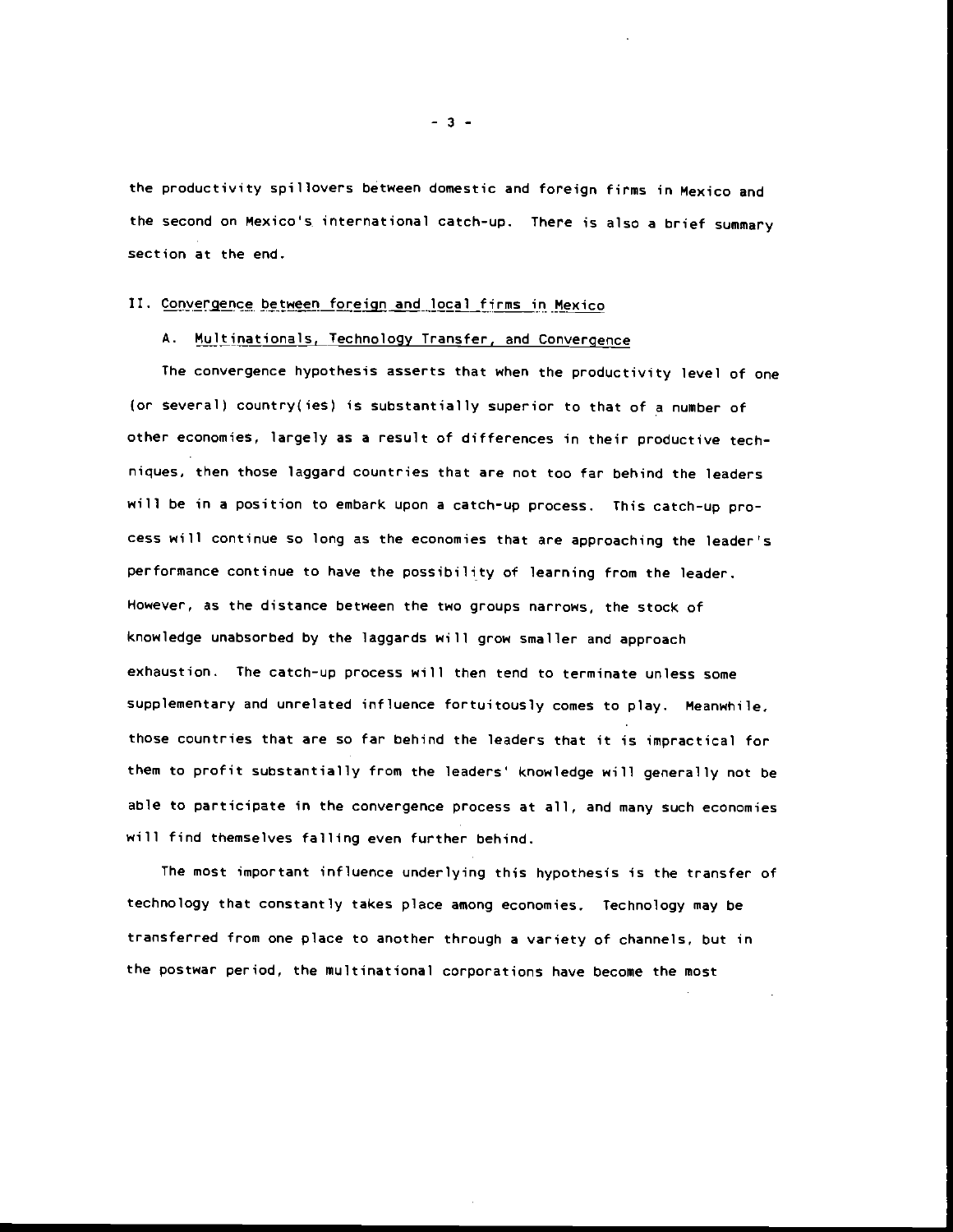the productivity spillovers between domestic and foreign firms in Mexico and the second on Mexico's international catch-up. There is also a brief summary section at the end.

## II. Convergence between foreign and local firms in Mexico

### A. Multinationals, Technology Transfer, and Convergence

The convergence hypothesis asserts that when the productivity level of one (or several) country(ies) is substantially superior to that of a number of other economies, largely as a result of differences in their productive techniques, then those laggard countries that are not too far behind the leaders will be in a position to embark upon a catch-up process. This catch-up process will continue so long as the economies that are approaching the leader's performance continue to have the possibility of learning from the leader. However, as the distance between the two groups narrows, the stock of knowledge unabsorbed by the laggards will grow smaller and approach exhaustion. The catch-up process will then tend to terminate unless some supplementary and unrelated influence fortuitously comes to play. Meanwhile, those countries that are so far behind the leaders that it is impractical for them to profit substantially from the leaders' knowledge will generally not be able to participate in the convergence process at all, and many such economies will find themselves falling even further behind.

The most important influence underlying this hypothesis is the transfer of technology that constantly takes place among economies. Technology may be transferred from one place to another through a variety of channels, but in the postwar period, the multinational corporations have become the most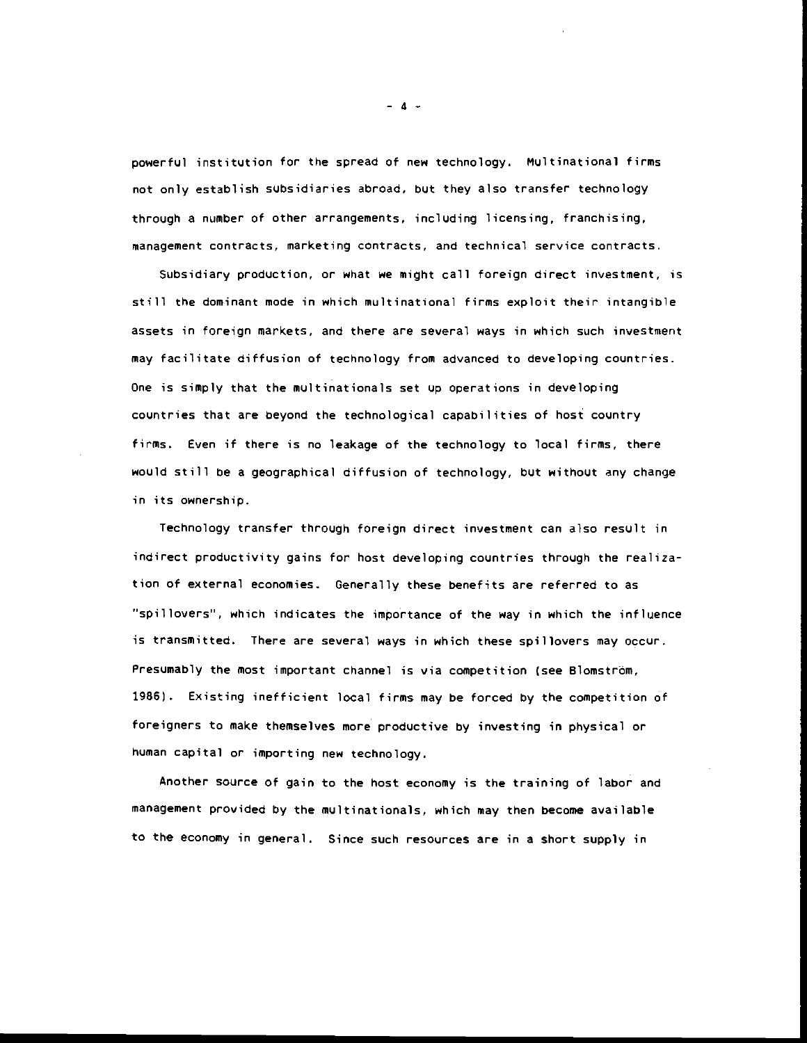powerful institution for the spread of new technology. Multinational firms not only establish subsidiaries abroad, but they also transfer technology through a number of other arrangements, including licensing, franchising, management contracts, marketing contracts, and technical service contracts.

Subsidiary production, or what we might call foreign direct investment, is still the dominant mode in which multinational firms exploit their intangible assets in foreign markets, and there are several ways in which such investment may facilitate diffusion of technology from advanced to developing countries. One is simply that the multinationals set up operations in developing countries that are beyond the technological capabilities of host country firms. Even if there is no leakage of the technology to local firms, there would still be a geographical diffusion of technology, but without any change in its ownership.

Technology transfer through foreign direct investment can also result in indirect productivity gains for host developing countries through the realization of external economies. Generally these benefits are referred to as "spillovers", which indicates the importance of the way in which the influence is transmitted. There are several ways in which these spillovers may occur. Presumably the most important channel is via competition (see Blomström, 1986). Existing inefficient local firms may be forced by the competition of foreigners to make themselves more productive by investing in physical or human capital or importing new technology.

Another source of gain to the host economy is the training of labor and management provided by the multinationals, which may then become available to the economy in general. Since such resources are in a short supply in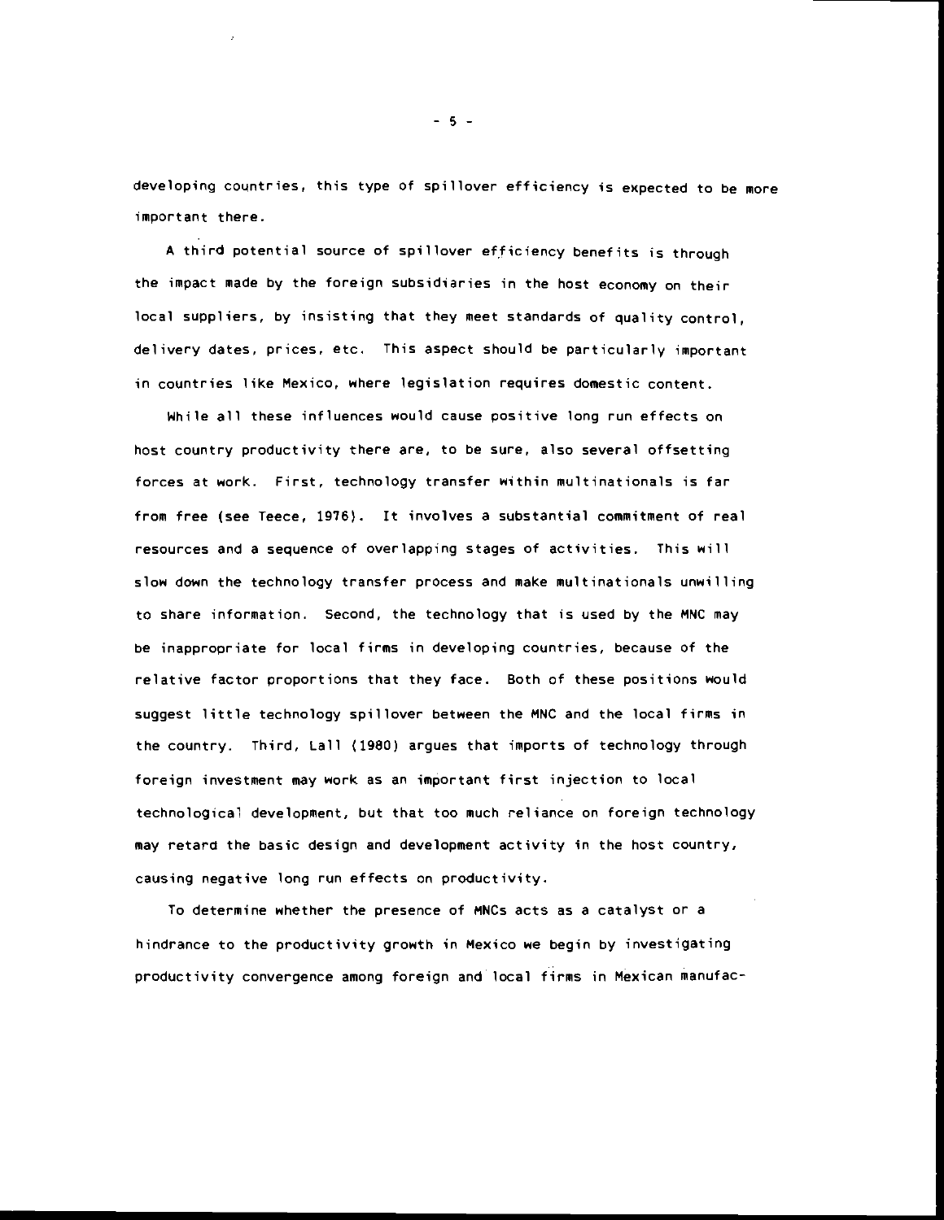developing countries, this type of spillover efficiency is expected to be more important there.

A third potential source of spillover efficiency benefits is through the impact made by the foreign subsidiaries in the host economy on their local suppliers, by insisting that they meet standards of quality control, delivery dates, prices, etc. This aspect should be particularly important in countries like Mexico, where legislation requires domestic content.

While all these influences would cause positive long run effects on host country productivity there are, to be sure, also several offsetting forces at work. First, technology transfer within multinationals is far from free (see Teece, 1976). It involves a substantial commitment of real resources and a sequence of overlapping stages of activities. This will slow down the technology transfer process and make multinationals unwilling to share information. Second, the technology that is used by the MNC may be inappropriate for local firms in developing countries, because of the relative factor proportions that they face. Both of these positions would suggest little technology spillover between the MNC and the local firms in the country. Third, Lall (1980) argues that imports of technology through foreign investment may work as an important first injection to local technological development, but that too much reliance on foreign technology may retard the basic design and development activity in the host country, causing negative long run effects on productivity.

To determine whether the presence of MNCs acts as a catalyst or a hindrance to the productivity growth in Mexico we begin by investigating productivity convergence among foreign and local firms in Mexican manufac-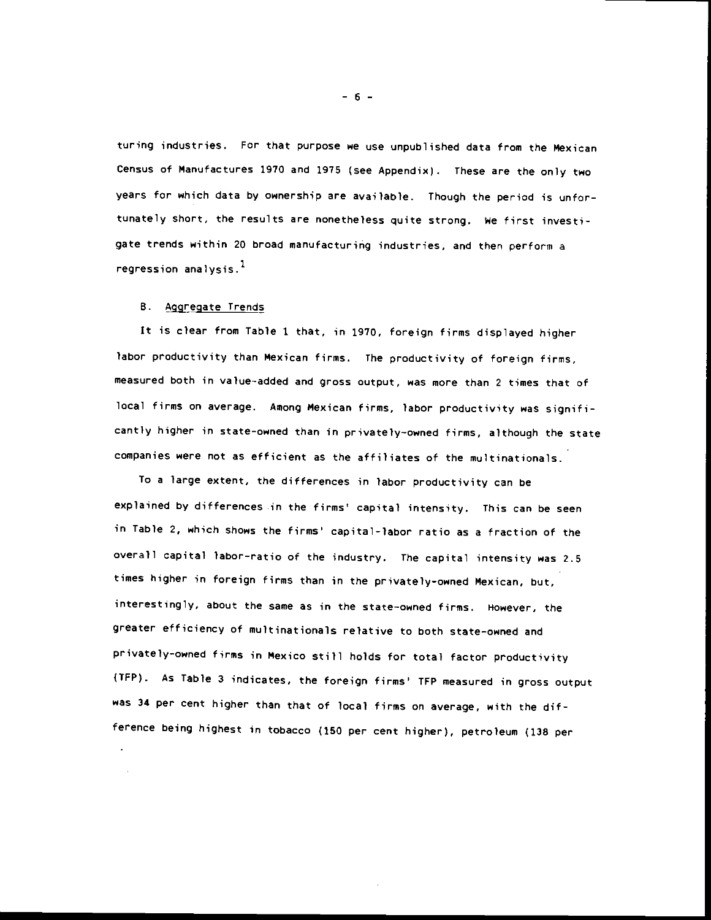turing industries. For that purpose we use unpublished data from the Mexican Census of Manufactures 1970 and 1975 (see Appendix). These are the only two years for which data by ownership are available. Though the period is unfortunately short, the results are nonetheless quite strong. We first investigate trends within 20 broad manufacturing industries, and then perform a regression analysis.[1]

B. Aggregate Trends

It is clear from Table 1 that, in 1970, foreign firms displayed higher labor productivity than Mexican firms. The productivity of foreign firms, measured both in value-added and gross output, was more than 2 times that of local firms on average. Among Mexican firms, labor productivity was significantly higher in state-owned than in privately-owned firms, although the state companies were not as efficient as the affiliates of the multinationals.

To a large extent, the differences in labor productivity can be explained by differences in the firms' capital intensity. This can be seen in Table 2, which shows the firms' capital-labor ratio as a fraction of the overall capital labor-ratio of the industry. The capital intensity was 2.5 times higher in foreign firms than in the privately-owned Mexican, but, interestingly, about the same as in the state-owned firms. However, the greater efficiency of multinationals relative to both state-owned and privately-owned firms in Mexico still holds for total factor productivity (TFP). As Table 3 indicates, the foreign firms' TFP measured in gross output was 34 per cent higher than that of local firms on average, with the difference being highest in tobacco (150 per cent higher), petroleum (138 per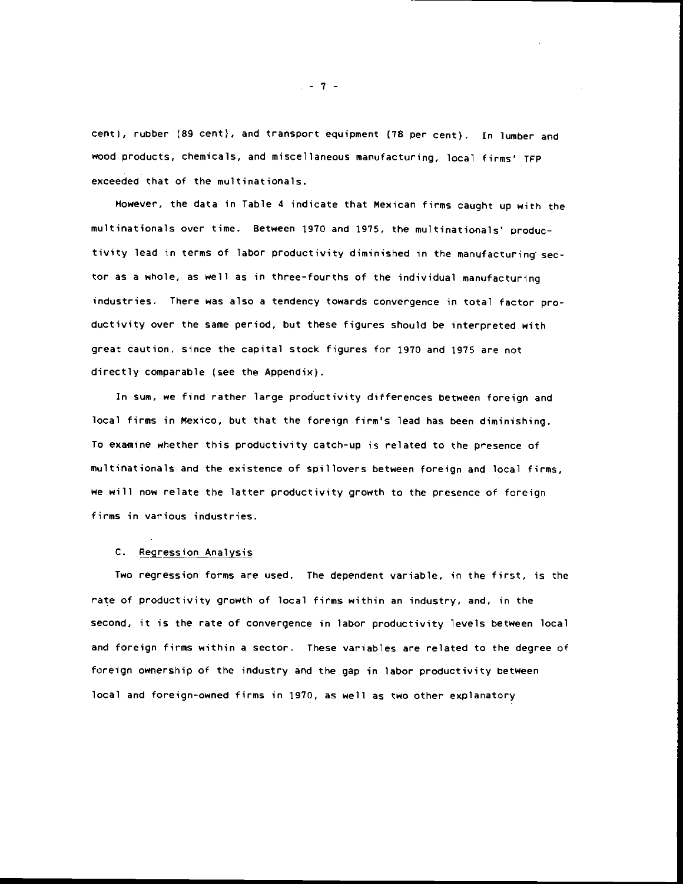cent), rubber (89 cent), and transport equipment (78 per cent). In lumber and wood products, chemicals, and miscellaneous manufacturing, local firms' TFP exceeded that of the multinationals.

However, the data in Table 4 indicate that Mexican firms caught up with the multinationals over time. Between 1970 and 1975, the multinationals' productivity lead in terms of labor productivity diminished in the manufacturing sector as a whole, as well as in three-fourths of the individual manufacturing industries. There was also a tendency towards convergence in total factor productivity over the same period, but these figures should be interpreted with great caution, since the capital stock figures for 1970 and 1975 are not directly comparable (see the Appendix).

In sum, we find rather large productivity differences between foreign and local firms in Mexico, but that the foreign firm's lead has been diminishing. To examine whether this productivity catch-up is related to the presence of multinationals and the existence of spillovers between foreign and local firms, we will now relate the latter productivity growth to the presence of foreign firms in various industries.

### C. Regression Analysis

Two regression forms are used. The dependent variable, in the first, is the rate of productivity growth of local firms within an industry, and, in the second, it is the rate of convergence in labor productivity levels between local and foreign firms within a sector. These variables are related to the degree of foreign ownership of the industry and the gap in labor productivity between local and foreign-owned firms in 1970, as well as two other explanatory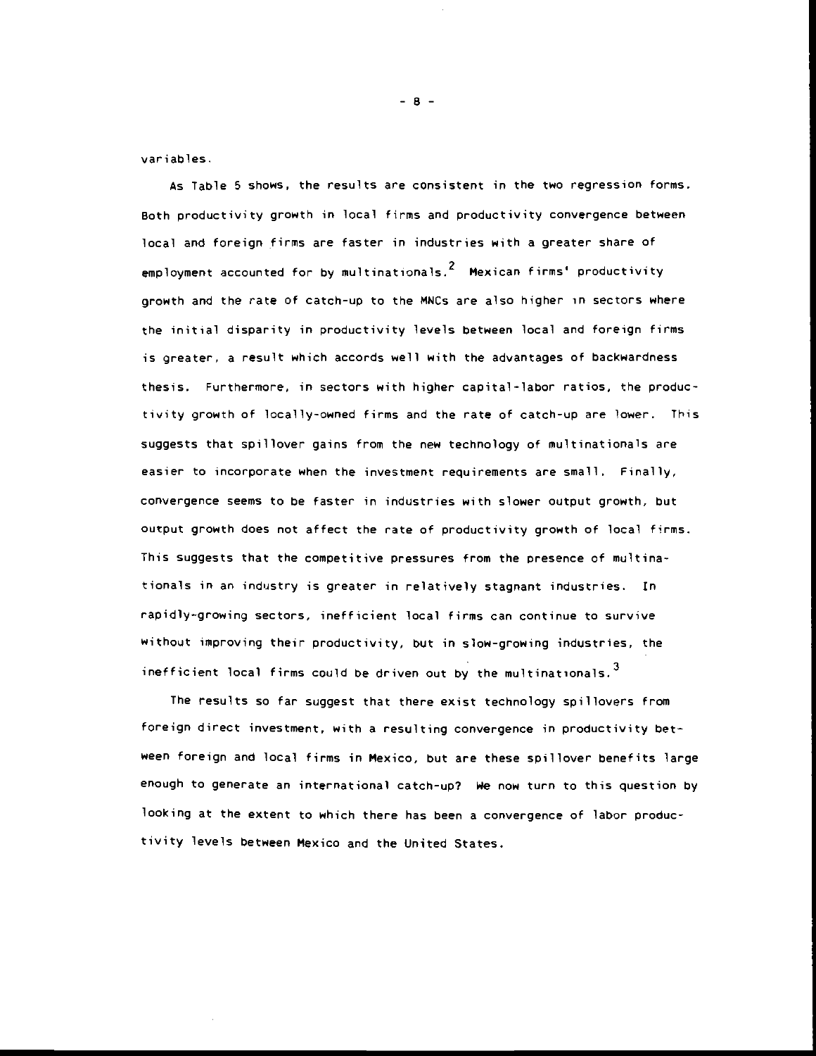variables.

As Table 5 shows, the results are consistent in the two regression forms. Both productivity growth in local firms and productivity convergence between local and foreign firms are faster in industries with a greater share of employment accounted for by multinationals.[2] Mexican firms' productivity growth and the rate of catch-up to the MNCs are also higher in sectors where the initial disparity in productivity levels between local and foreign firms is greater, a result which accords well with the advantages of backwardness thesis. Furthermore, in sectors with higher capital-labor ratios, the productivity growth of locally-owned firms and the rate of catch-up are lower. This suggests that spillover gains from the new technology of multinationals are easier to incorporate when the investment requirements are small. Finally, convergence seems to be faster in industries with slower output growth, but output growth does not affect the rate of productivity growth of local firms. This suggests that the competitive pressures from the presence of multinationals in an industry is greater in relatively stagnant industries. In rapidly-growing sectors, inefficient local firms can continue to survive without improving their productivity, but in slow-growing industries, the inefficient local firms could be driven out by the multinationals.[3]

The results so far suggest that there exist technology spillovers from foreign direct investment, with a resulting convergence in productivity between foreign and local firms in Mexico, but are these spillover benefits large enough to generate an international catch-up? We now turn to this question by looking at the extent to which there has been a convergence of labor productivity levels between Mexico and the United States.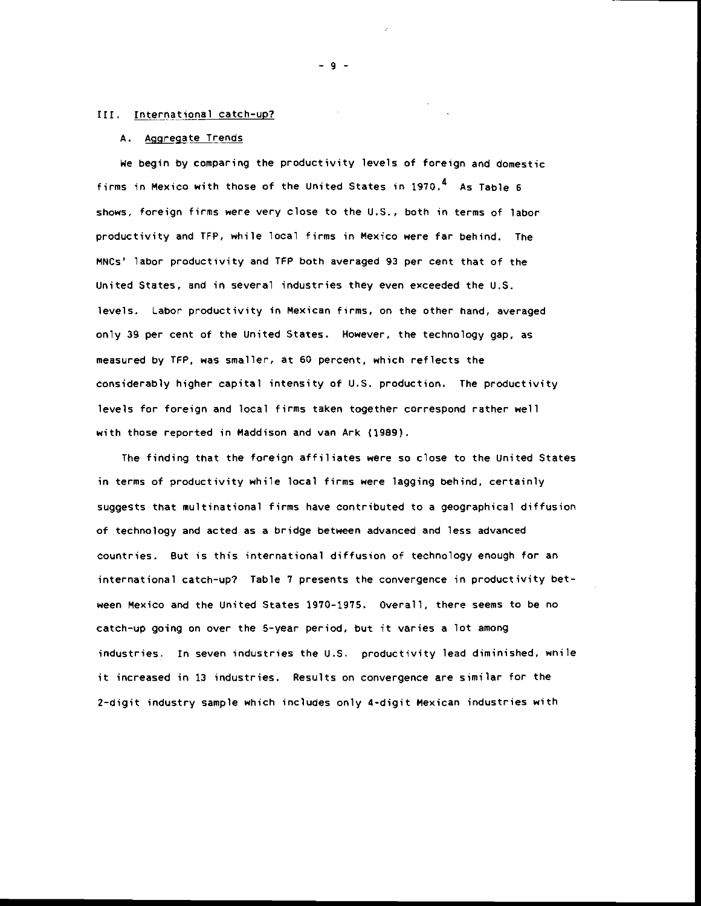## III. International catch-up?

### A. Aggregate Trends

We begin by comparing the productivity levels of foreign and domestic firms in Mexico with those of the United States in 1970.[4] As Table 6 shows, foreign firms were very close to the U.S., both in terms of labor productivity and TFP, while local firms in Mexico were far behind. The MNCs' labor productivity and TFP both averaged 93 per cent that of the United States, and in several industries they even exceeded the U.S. levels. Labor productivity in Mexican firms, on the other hand, averaged only 39 per cent of the United States. However, the technology gap, as measured by TFP, was smaller, at 60 percent, which reflects the considerably higher capital intensity of U.S. production. The productivity levels for foreign and local firms taken together correspond rather well with those reported in Maddison and van Ark (1989).

The finding that the foreign affiliates were so close to the United States in terms of productivity while local firms were lagging behind, certainly suggests that multinational firms have contributed to a geographical diffusion of technology and acted as a bridge between advanced and less advanced countries. But is this international diffusion of technology enough for an international catch-up? Table 7 presents the convergence in productivity between Mexico and the United States 1970-1975. Overall, there seems to be no catch-up going on over the 5-year period, but it varies a lot among industries. In seven industries the U.S. productivity lead diminished, while it increased in 13 industries. Results on convergence are similar for the 2-digit industry sample which includes only 4-digit Mexican industries with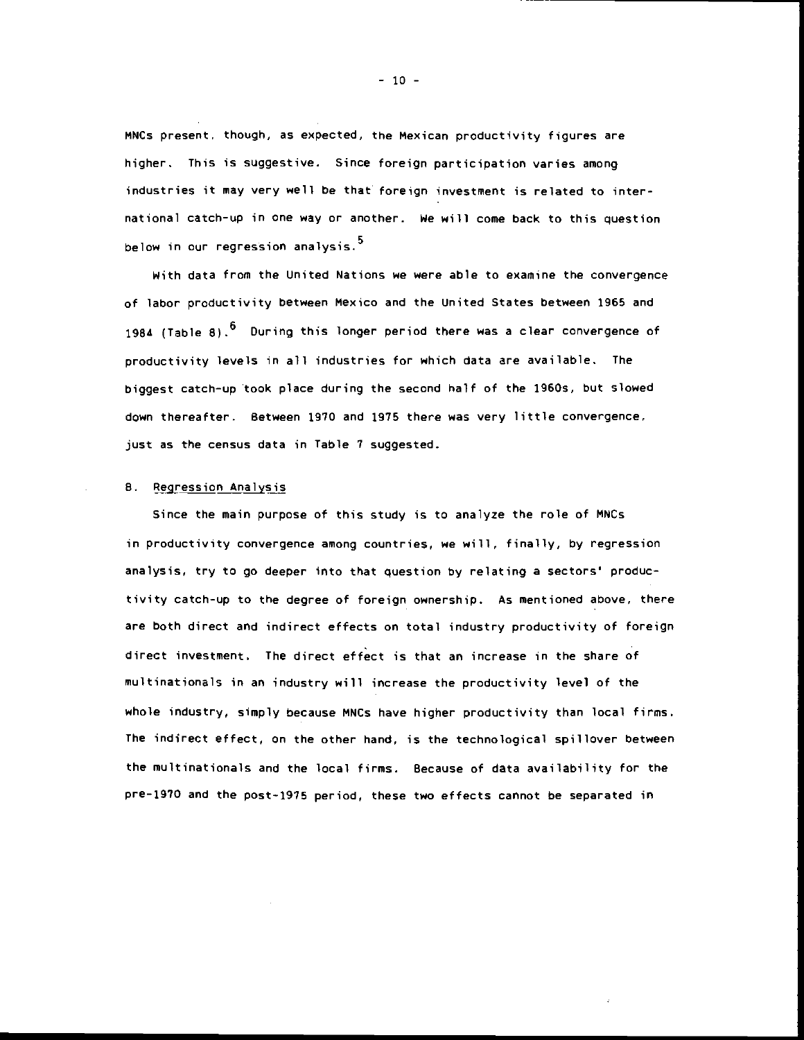MNCs present, though, as expected, the Mexican productivity figures are higher. This is suggestive. Since foreign participation varies among industries it may very well be that foreign investment is related to international catch-up in one way or another. We will come back to this question below in our regression analysis.[5]

With data from the United Nations we were able to examine the convergence of labor productivity between Mexico and the United States between 1965 and 1984 (Table 8).[6] During this longer period there was a clear convergence of productivity levels in all industries for which data are available. The biggest catch-up took place during the second half of the 1960s, but slowed down thereafter. Between 1970 and 1975 there was very little convergence, just as the census data in Table 7 suggested.

## 8. Regression Analysis

Since the main purpose of this study is to analyze the role of MNCs in productivity convergence among countries, we will, finally, by regression analysis, try to go deeper into that question by relating a sectors' productivity catch-up to the degree of foreign ownership. As mentioned above, there are both direct and indirect effects on total industry productivity of foreign direct investment. The direct effect is that an increase in the share of multinationals in an industry will increase the productivity level of the whole industry, simply because MNCs have higher productivity than local firms. The indirect effect, on the other hand, is the technological spillover between the multinationals and the local firms. Because of data availability for the pre-1970 and the post-1975 period, these two effects cannot be separated in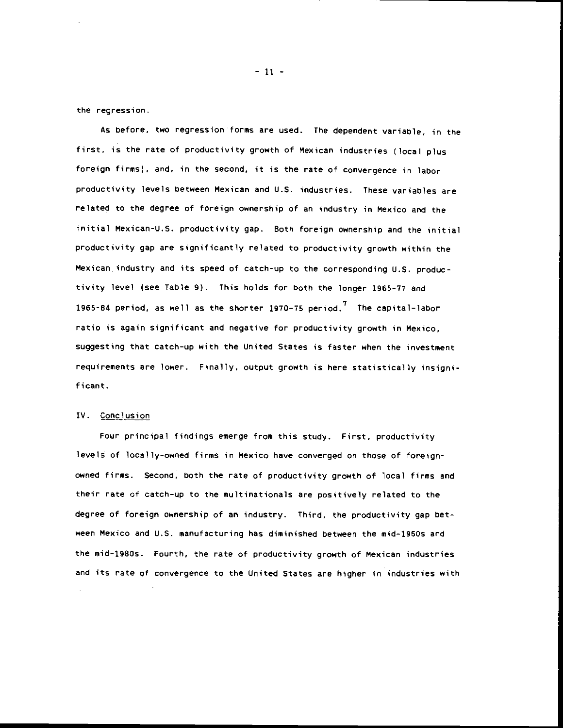the regression.

As before, two regression forms are used. The dependent variable, in the first, is the rate of productivity growth of Mexican industries (local plus foreign firms), and, in the second, it is the rate of convergence in labor productivity levels between Mexican and U.S. industries. These variables are related to the degree of foreign ownership of an industry in Mexico and the initial Mexican-U.S. productivity gap. Both foreign ownership and the initial productivity gap are significantly related to productivity growth within the Mexican industry and its speed of catch-up to the corresponding U.S. productivity level (see Table 9). This holds for both the longer 1965-77 and 1965-84 period, as well as the shorter 1970-75 period.[7] The capital-labor ratio is again significant and negative for productivity growth in Mexico, suggesting that catch-up with the United States is faster when the investment requirements are lower. Finally, output growth is here statistically insignificant.

## IV. Conclusion

Four principal findings emerge from this study. First, productivity levels of locally-owned firms in Mexico have converged on those of foreign-owned firms. Second, both the rate of productivity growth of local firms and their rate of catch-up to the multinationals are positively related to the degree of foreign ownership of an industry. Third, the productivity gap between Mexico and U.S. manufacturing has diminished between the mid-1960s and the mid-1980s. Fourth, the rate of productivity growth of Mexican industries and its rate of convergence to the United States are higher in industries with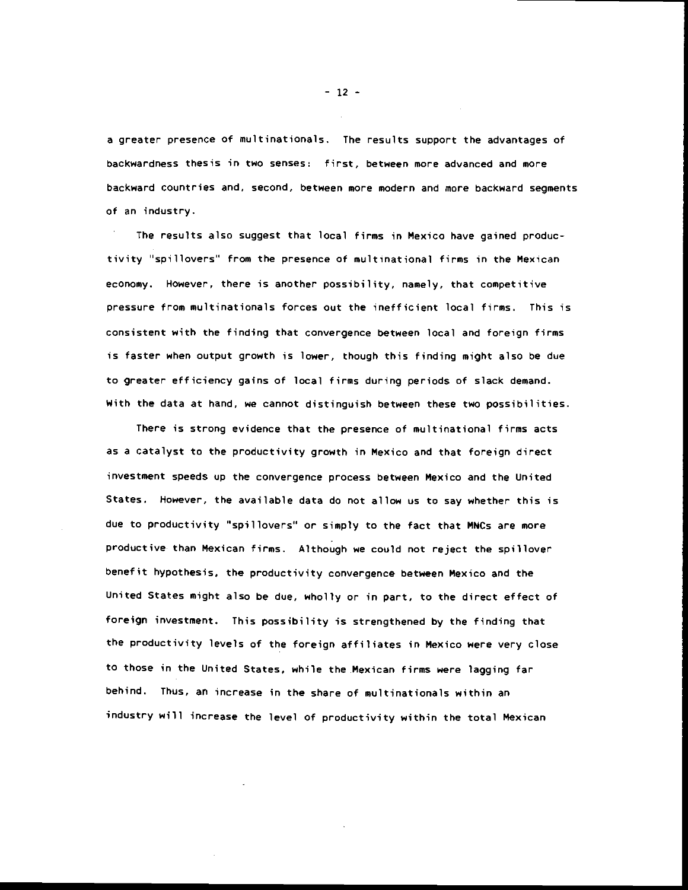a greater presence of multinationals. The results support the advantages of backwardness thesis in two senses: first, between more advanced and more backward countries and, second, between more modern and more backward segments of an industry.

The results also suggest that local firms in Mexico have gained productivity "spillovers" from the presence of multinational firms in the Mexican economy. However, there is another possibility, namely, that competitive pressure from multinationals forces out the inefficient local firms. This is consistent with the finding that convergence between local and foreign firms is faster when output growth is lower, though this finding might also be due to greater efficiency gains of local firms during periods of slack demand. With the data at hand, we cannot distinguish between these two possibilities.

There is strong evidence that the presence of multinational firms acts as a catalyst to the productivity growth in Mexico and that foreign direct investment speeds up the convergence process between Mexico and the United States. However, the available data do not allow us to say whether this is due to productivity "spillovers" or simply to the fact that MNCs are more productive than Mexican firms. Although we could not reject the spillover benefit hypothesis, the productivity convergence between Mexico and the United States might also be due, wholly or in part, to the direct effect of foreign investment. This possibility is strengthened by the finding that the productivity levels of the foreign affiliates in Mexico were very close to those in the United States, while the Mexican firms were lagging far behind. Thus, an increase in the share of multinationals within an industry will increase the level of productivity within the total Mexican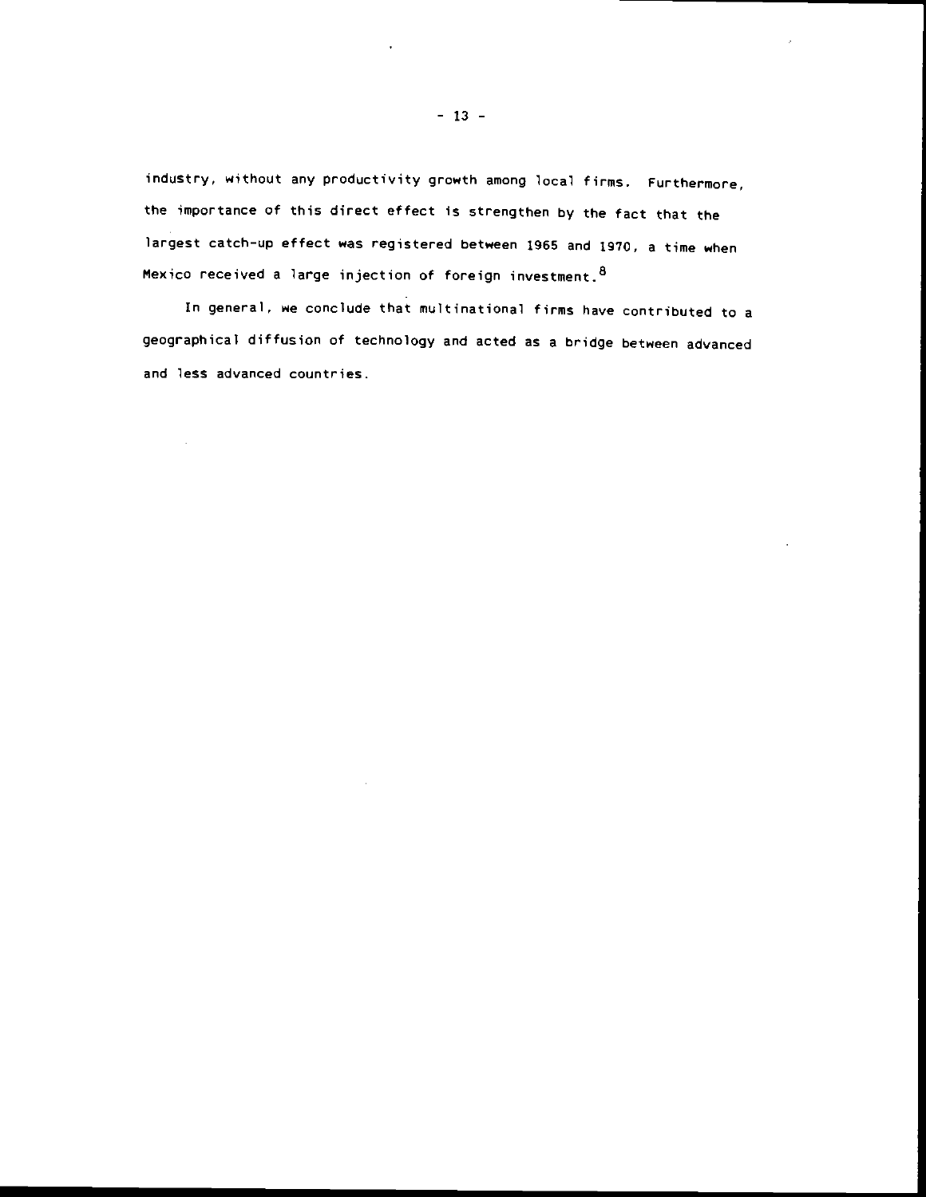industry, without any productivity growth among local firms. Furthermore, the importance of this direct effect is strengthen by the fact that the largest catch-up effect was registered between 1965 and 1970, a time when Mexico received a large injection of foreign investment.[8]

In general, we conclude that multinational firms have contributed to a geographical diffusion of technology and acted as a bridge between advanced and less advanced countries.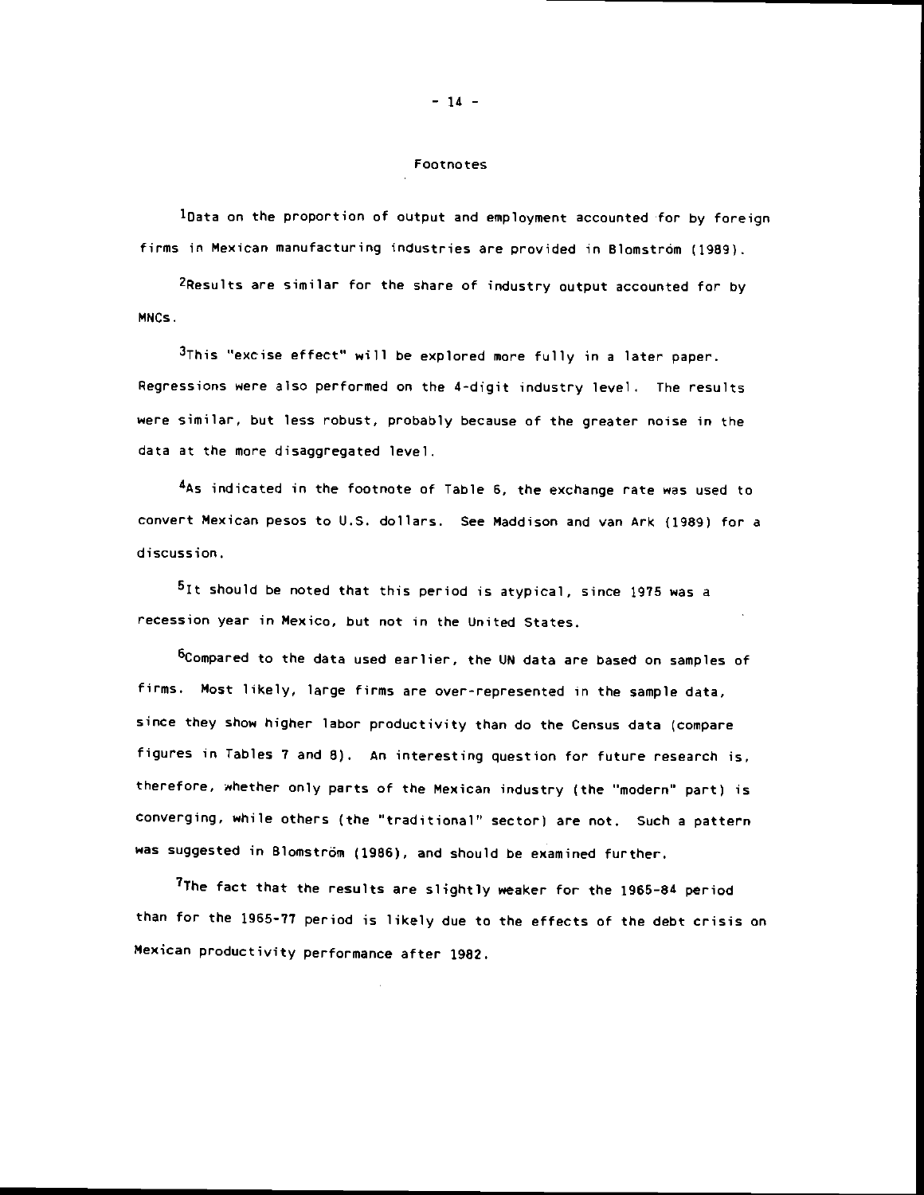## Footnotes

[1]Data on the proportion of output and employment accounted for by foreign firms in Mexican manufacturing industries are provided in Blomström (1989).

[2]Results are similar for the share of industry output accounted for by MNCs.

[3]This "excise effect" will be explored more fully in a later paper. Regressions were also performed on the 4-digit industry level. The results were similar, but less robust, probably because of the greater noise in the data at the more disaggregated level.

[4]As indicated in the footnote of Table 6, the exchange rate was used to convert Mexican pesos to U.S. dollars. See Maddison and van Ark (1989) for a discussion.

[5]It should be noted that this period is atypical, since 1975 was a recession year in Mexico, but not in the United States.

[6]Compared to the data used earlier, the UN data are based on samples of firms. Most likely, large firms are over-represented in the sample data, since they show higher labor productivity than do the Census data (compare figures in Tables 7 and 8). An interesting question for future research is, therefore, whether only parts of the Mexican industry (the "modern" part) is converging, while others (the "traditional" sector) are not. Such a pattern was suggested in Blomström (1986), and should be examined further.

[7]The fact that the results are slightly weaker for the 1965-84 period than for the 1965-77 period is likely due to the effects of the debt crisis on Mexican productivity performance after 1982.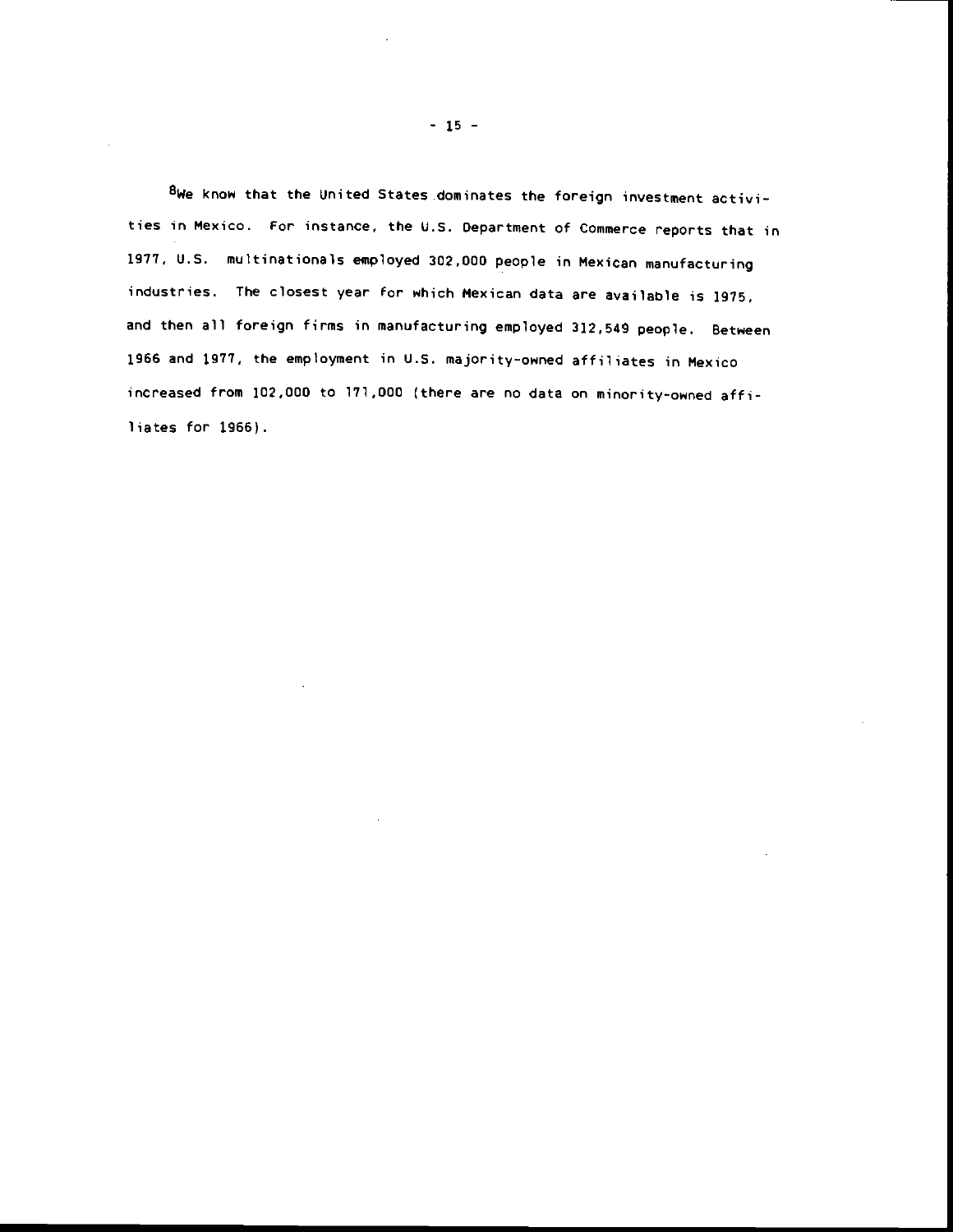[8]We know that the United States dominates the foreign investment activities in Mexico. For instance, the U.S. Department of Commerce reports that in 1977, U.S. multinationals employed 302,000 people in Mexican manufacturing industries. The closest year for which Mexican data are available is 1975, and then all foreign firms in manufacturing employed 312,549 people. Between 1966 and 1977, the employment in U.S. majority-owned affiliates in Mexico increased from 102,000 to 171,000 (there are no data on minority-owned affiliates for 1966).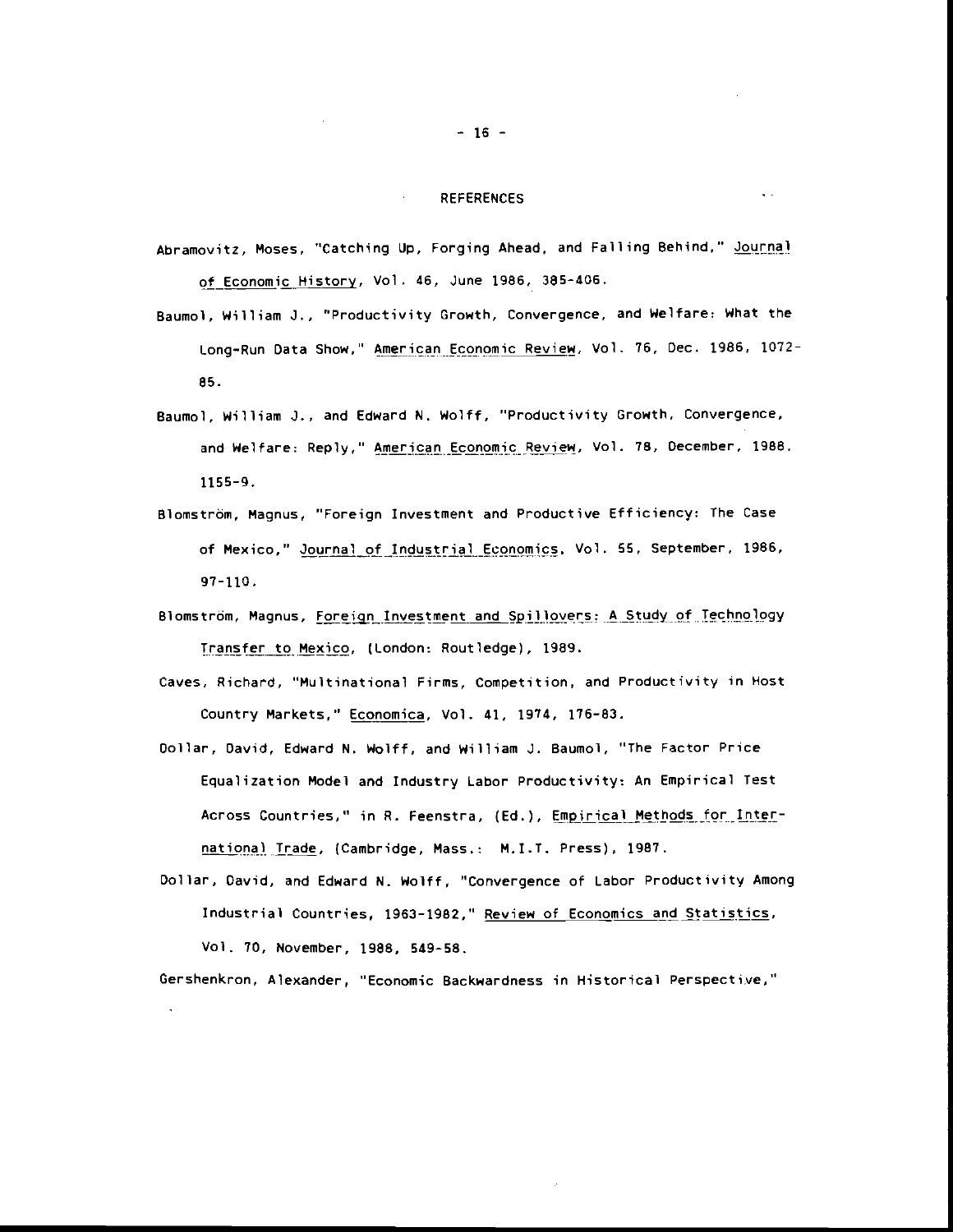## REFERENCES

Abramovitz, Moses, "Catching Up, Forging Ahead, and Falling Behind," Journal of Economic History, Vol. 46, June 1986, 385-406.

Baumol, William J., "Productivity Growth, Convergence, and Welfare: What the Long-Run Data Show," American Economic Review, Vol. 76, Dec. 1986, 1072-85.

Baumol, William J., and Edward N. Wolff, "Productivity Growth, Convergence, and Welfare: Reply," American Economic Review, Vol. 78, December, 1988. 1155-9.

Blomström, Magnus, "Foreign Investment and Productive Efficiency: The Case of Mexico," Journal of Industrial Economics, Vol. 55, September, 1986, 97-110.

Blomström, Magnus, Foreign Investment and Spillovers: A Study of Technology Transfer to Mexico, (London: Routledge), 1989.

Caves, Richard, "Multinational Firms, Competition, and Productivity in Host Country Markets," Economica, Vol. 41, 1974, 176-83.

Dollar, David, Edward N. Wolff, and William J. Baumol, "The Factor Price Equalization Model and Industry Labor Productivity: An Empirical Test Across Countries," in R. Feenstra, (Ed.), Empirical Methods for International Trade, (Cambridge, Mass.: M.I.T. Press), 1987.

Dollar, David, and Edward N. Wolff, "Convergence of Labor Productivity Among Industrial Countries, 1963-1982," Review of Economics and Statistics, Vol. 70, November, 1988, 549-58.

Gershenkron, Alexander, "Economic Backwardness in Historical Perspective,"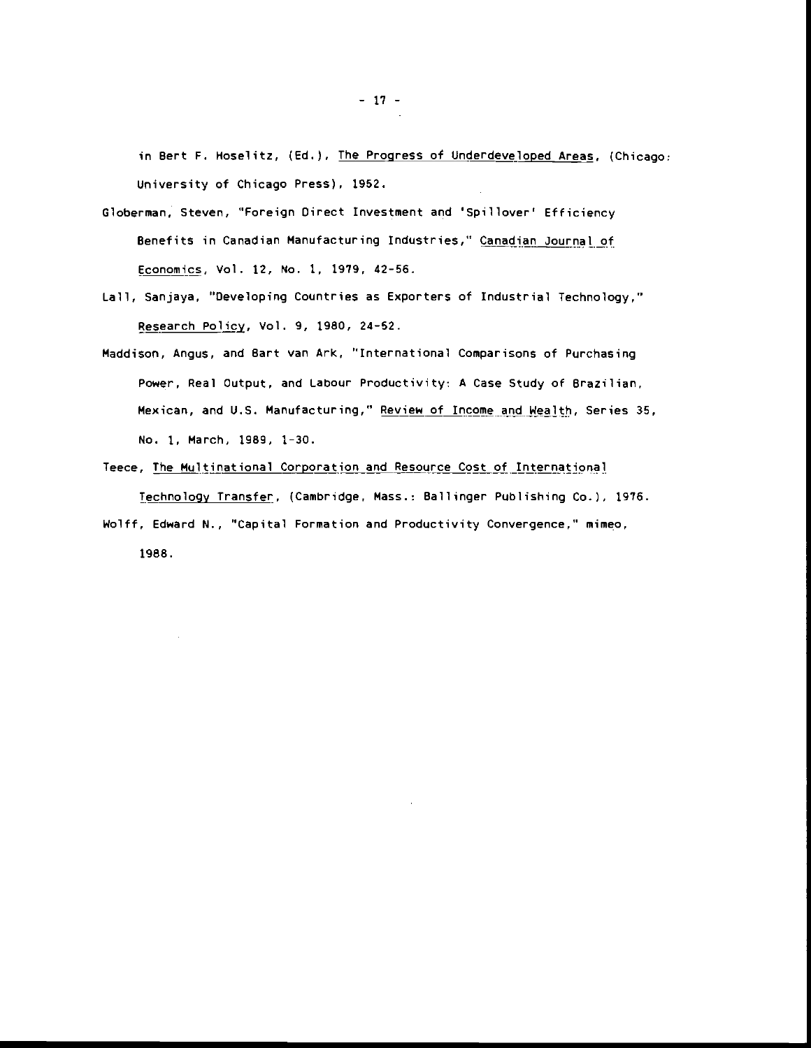in Bert F. Hoselitz, (Ed.), The Progress of Underdeveloped Areas, (Chicago: University of Chicago Press), 1952.

Globerman, Steven, "Foreign Direct Investment and 'Spillover' Efficiency Benefits in Canadian Manufacturing Industries," Canadian Journal of Economics, Vol. 12, No. 1, 1979, 42-56.

Lall, Sanjaya, "Developing Countries as Exporters of Industrial Technology," Research Policy, Vol. 9, 1980, 24-52.

Maddison, Angus, and Bart van Ark, "International Comparisons of Purchasing Power, Real Output, and Labour Productivity: A Case Study of Brazilian, Mexican, and U.S. Manufacturing," Review of Income and Wealth, Series 35, No. 1, March, 1989, 1-30.

Teece, The Multinational Corporation and Resource Cost of International Technology Transfer, (Cambridge, Mass.: Ballinger Publishing Co.), 1976.

Wolff, Edward N., "Capital Formation and Productivity Convergence," mimeo, 1988.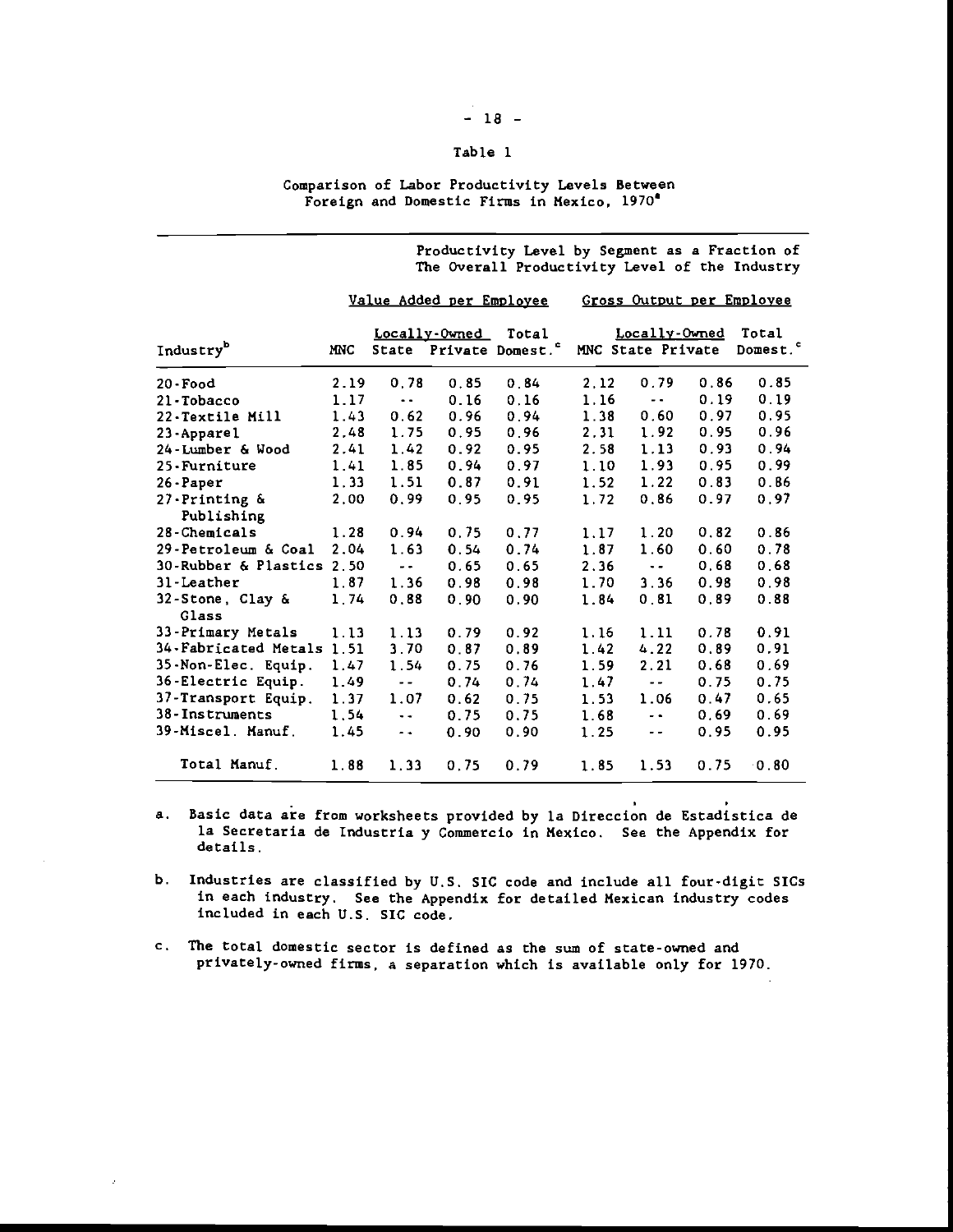Table 1

Comparison of Labor Productivity Levels Between Foreign and Domestic Firms in Mexico, 1970[a]

| | Productivity Level by Segment as a Fraction of The Overall Productivity Level of the Industry | | | | | | | |
|---|---|---|---|---|---|---|---|---|
| | Value Added per Employee | | | | Gross Output per Employee | | | |
| | | Locally-Owned | | Total | | Locally-Owned | | Total |
| Industry[b] | MNC | State | Private | Domest.[c] | MNC | State | Private | Domest.[c] |
| 20-Food | 2.19 | 0.78 | 0.85 | 0.84 | 2.12 | 0.79 | 0.86 | 0.85 |
| 21-Tobacco | 1.17 | -- | 0.16 | 0.16 | 1.16 | -- | 0.19 | 0.19 |
| 22-Textile Mill | 1.43 | 0.62 | 0.96 | 0.94 | 1.38 | 0.60 | 0.97 | 0.95 |
| 23-Apparel | 2.48 | 1.75 | 0.95 | 0.96 | 2.31 | 1.92 | 0.95 | 0.96 |
| 24-Lumber & Wood | 2.41 | 1.42 | 0.92 | 0.95 | 2.58 | 1.13 | 0.93 | 0.94 |
| 25-Furniture | 1.41 | 1.85 | 0.94 | 0.97 | 1.10 | 1.93 | 0.95 | 0.99 |
| 26-Paper | 1.33 | 1.51 | 0.87 | 0.91 | 1.52 | 1.22 | 0.83 | 0.86 |
| 27-Printing & Publishing | 2.00 | 0.99 | 0.95 | 0.95 | 1.72 | 0.86 | 0.97 | 0.97 |
| 28-Chemicals | 1.28 | 0.94 | 0.75 | 0.77 | 1.17 | 1.20 | 0.82 | 0.86 |
| 29-Petroleum & Coal | 2.04 | 1.63 | 0.54 | 0.74 | 1.87 | 1.60 | 0.60 | 0.78 |
| 30-Rubber & Plastics | 2.50 | -- | 0.65 | 0.65 | 2.36 | -- | 0.68 | 0.68 |
| 31-Leather | 1.87 | 1.36 | 0.98 | 0.98 | 1.70 | 3.36 | 0.98 | 0.98 |
| 32-Stone, Clay & Glass | 1.74 | 0.88 | 0.90 | 0.90 | 1.84 | 0.81 | 0.89 | 0.88 |
| 33-Primary Metals | 1.13 | 1.13 | 0.79 | 0.92 | 1.16 | 1.11 | 0.78 | 0.91 |
| 34-Fabricated Metals | 1.51 | 3.70 | 0.87 | 0.89 | 1.42 | 4.22 | 0.89 | 0.91 |
| 35-Non-Elec. Equip. | 1.47 | 1.54 | 0.75 | 0.76 | 1.59 | 2.21 | 0.68 | 0.69 |
| 36-Electric Equip. | 1.49 | -- | 0.74 | 0.74 | 1.47 | -- | 0.75 | 0.75 |
| 37-Transport Equip. | 1.37 | 1.07 | 0.62 | 0.75 | 1.53 | 1.06 | 0.47 | 0.65 |
| 38-Instruments | 1.54 | -- | 0.75 | 0.75 | 1.68 | -- | 0.69 | 0.69 |
| 39-Miscel. Manuf. | 1.45 | -- | 0.90 | 0.90 | 1.25 | -- | 0.95 | 0.95 |
| Total Manuf. | 1.88 | 1.33 | 0.75 | 0.79 | 1.85 | 1.53 | 0.75 | 0.80 |

a. Basic data are from worksheets provided by la Direccion de Estadistica de la Secretaria de Industria y Commercio in Mexico. See the Appendix for details.

b. Industries are classified by U.S. SIC code and include all four-digit SICs in each industry. See the Appendix for detailed Mexican industry codes included in each U.S. SIC code.

c. The total domestic sector is defined as the sum of state-owned and privately-owned firms, a separation which is available only for 1970.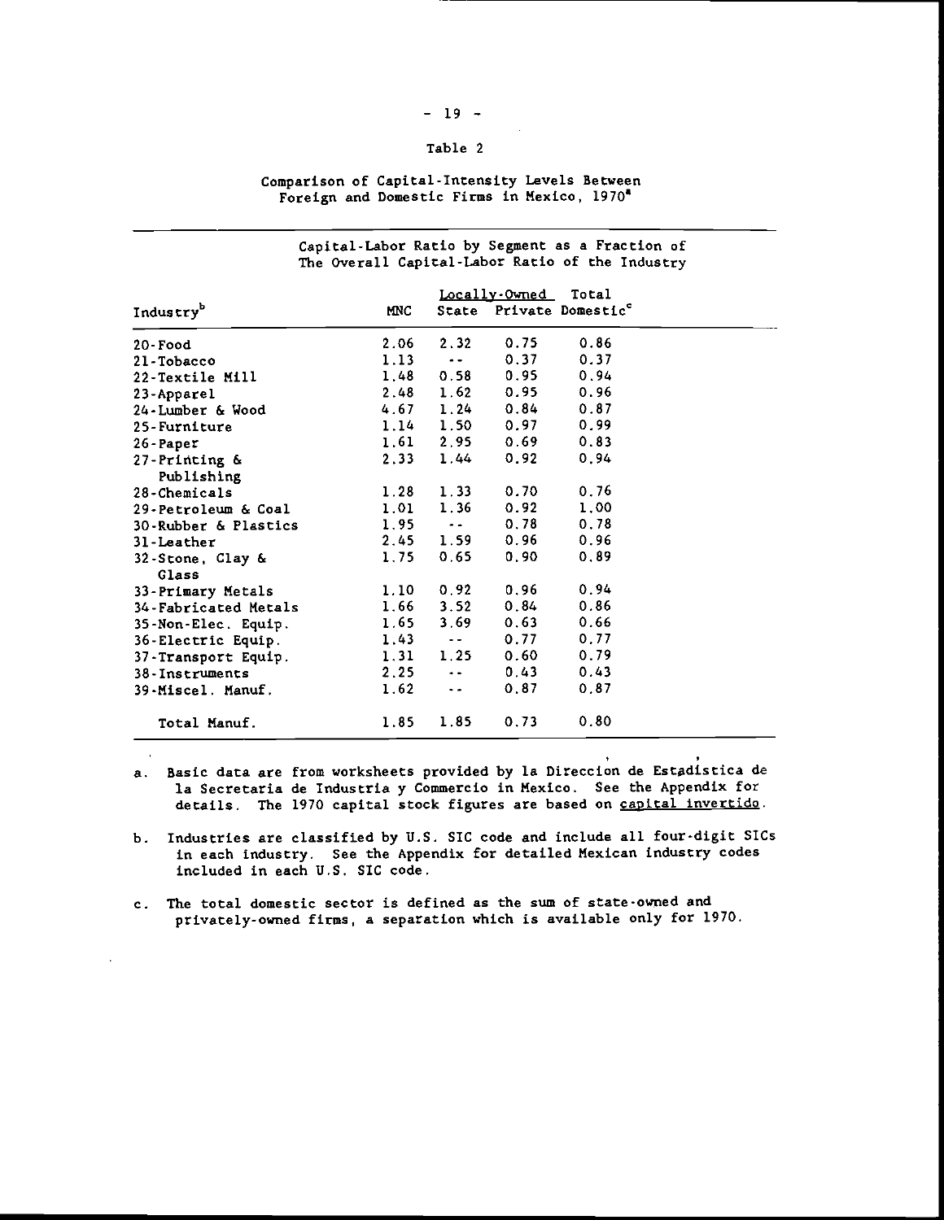Table 2

Comparison of Capital-Intensity Levels Between Foreign and Domestic Firms in Mexico, 1970[a]

| | Capital-Labor Ratio by Segment as a Fraction of The Overall Capital-Labor Ratio of the Industry | | | |
|---|---|---|---|---|
| | | Locally-Owned | | Total |
| Industry[b] | MNC | State | Private | Domestic[c] |
| 20-Food | 2.06 | 2.32 | 0.75 | 0.86 |
| 21-Tobacco | 1.13 | -- | 0.37 | 0.37 |
| 22-Textile Mill | 1.48 | 0.58 | 0.95 | 0.94 |
| 23-Apparel | 2.48 | 1.62 | 0.95 | 0.96 |
| 24-Lumber & Wood | 4.67 | 1.24 | 0.84 | 0.87 |
| 25-Furniture | 1.14 | 1.50 | 0.97 | 0.99 |
| 26-Paper | 1.61 | 2.95 | 0.69 | 0.83 |
| 27-Printing & Publishing | 2.33 | 1.44 | 0.92 | 0.94 |
| 28-Chemicals | 1.28 | 1.33 | 0.70 | 0.76 |
| 29-Petroleum & Coal | 1.01 | 1.36 | 0.92 | 1.00 |
| 30-Rubber & Plastics | 1.95 | -- | 0.78 | 0.78 |
| 31-Leather | 2.45 | 1.59 | 0.96 | 0.96 |
| 32-Stone, Clay & Glass | 1.75 | 0.65 | 0.90 | 0.89 |
| 33-Primary Metals | 1.10 | 0.92 | 0.96 | 0.94 |
| 34-Fabricated Metals | 1.66 | 3.52 | 0.84 | 0.86 |
| 35-Non-Elec. Equip. | 1.65 | 3.69 | 0.63 | 0.66 |
| 36-Electric Equip. | 1.43 | -- | 0.77 | 0.77 |
| 37-Transport Equip. | 1.31 | 1.25 | 0.60 | 0.79 |
| 38-Instruments | 2.25 | -- | 0.43 | 0.43 |
| 39-Miscel. Manuf. | 1.62 | -- | 0.87 | 0.87 |
| Total Manuf. | 1.85 | 1.85 | 0.73 | 0.80 |

a. Basic data are from worksheets provided by la Dirección de Estadística de la Secretaria de Industria y Commercio in Mexico. See the Appendix for details. The 1970 capital stock figures are based on capital invertido.

b. Industries are classified by U.S. SIC code and include all four-digit SICs in each industry. See the Appendix for detailed Mexican industry codes included in each U.S. SIC code.

c. The total domestic sector is defined as the sum of state-owned and privately-owned firms, a separation which is available only for 1970.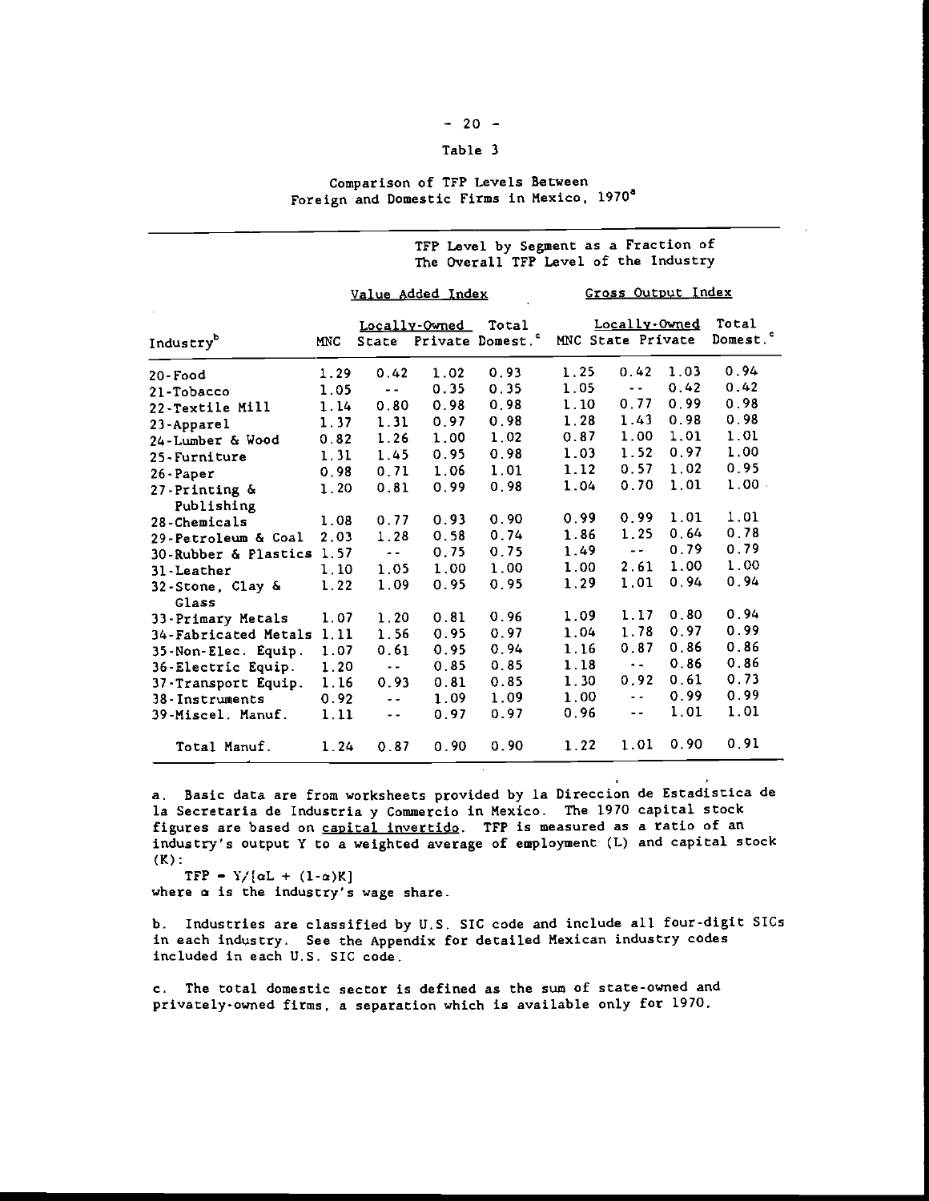Table 3

Comparison of TFP Levels Between Foreign and Domestic Firms in Mexico, 1970[a]

| | TFP Level by Segment as a Fraction of The Overall TFP Level of the Industry | | | | | | | |
|---|---|---|---|---|---|---|---|---|
| | Value Added Index | | | | Gross Output Index | | | |
| | | Locally-Owned | | Total | | Locally-Owned | | Total |
| Industry[b] | MNC | State | Private | Domest.[c] | MNC | State | Private | Domest.[c] |
| 20-Food | 1.29 | 0.42 | 1.02 | 0.93 | 1.25 | 0.42 | 1.03 | 0.94 |
| 21-Tobacco | 1.05 | -- | 0.35 | 0.35 | 1.05 | -- | 0.42 | 0.42 |
| 22-Textile Mill | 1.14 | 0.80 | 0.98 | 0.98 | 1.10 | 0.77 | 0.99 | 0.98 |
| 23-Apparel | 1.37 | 1.31 | 0.97 | 0.98 | 1.28 | 1.43 | 0.98 | 0.98 |
| 24-Lumber & Wood | 0.82 | 1.26 | 1.00 | 1.02 | 0.87 | 1.00 | 1.01 | 1.01 |
| 25-Furniture | 1.31 | 1.45 | 0.95 | 0.98 | 1.03 | 1.52 | 0.97 | 1.00 |
| 26-Paper | 0.98 | 0.71 | 1.06 | 1.01 | 1.12 | 0.57 | 1.02 | 0.95 |
| 27-Printing & Publishing | 1.20 | 0.81 | 0.99 | 0.98 | 1.04 | 0.70 | 1.01 | 1.00 |
| 28-Chemicals | 1.08 | 0.77 | 0.93 | 0.90 | 0.99 | 0.99 | 1.01 | 1.01 |
| 29-Petroleum & Coal | 2.03 | 1.28 | 0.58 | 0.74 | 1.86 | 1.25 | 0.64 | 0.78 |
| 30-Rubber & Plastics | 1.57 | -- | 0.75 | 0.75 | 1.49 | -- | 0.79 | 0.79 |
| 31-Leather | 1.10 | 1.05 | 1.00 | 1.00 | 1.00 | 2.61 | 1.00 | 1.00 |
| 32-Stone, Clay & Glass | 1.22 | 1.09 | 0.95 | 0.95 | 1.29 | 1.01 | 0.94 | 0.94 |
| 33-Primary Metals | 1.07 | 1.20 | 0.81 | 0.96 | 1.09 | 1.17 | 0.80 | 0.94 |
| 34-Fabricated Metals | 1.11 | 1.56 | 0.95 | 0.97 | 1.04 | 1.78 | 0.97 | 0.99 |
| 35-Non-Elec. Equip. | 1.07 | 0.61 | 0.95 | 0.94 | 1.16 | 0.87 | 0.86 | 0.86 |
| 36-Electric Equip. | 1.20 | -- | 0.85 | 0.85 | 1.18 | -- | 0.86 | 0.86 |
| 37-Transport Equip. | 1.16 | 0.93 | 0.81 | 0.85 | 1.30 | 0.92 | 0.61 | 0.73 |
| 38-Instruments | 0.92 | -- | 1.09 | 1.09 | 1.00 | -- | 0.99 | 0.99 |
| 39-Miscel. Manuf. | 1.11 | -- | 0.97 | 0.97 | 0.96 | -- | 1.01 | 1.01 |
| Total Manuf. | 1.24 | 0.87 | 0.90 | 0.90 | 1.22 | 1.01 | 0.90 | 0.91 |

a. Basic data are from worksheets provided by la Direccion de Estadistica de la Secretaria de Industria y Commercio in Mexico. The 1970 capital stock figures are based on capital invertido. TFP is measured as a ratio of an industry's output Y to a weighted average of employment (L) and capital stock (K):

$$TFP = Y/[\alpha L + (1-\alpha)K]$$

where $\alpha$ is the industry's wage share.

b. Industries are classified by U.S. SIC code and include all four-digit SICs in each industry. See the Appendix for detailed Mexican industry codes included in each U.S. SIC code.

c. The total domestic sector is defined as the sum of state-owned and privately-owned firms, a separation which is available only for 1970.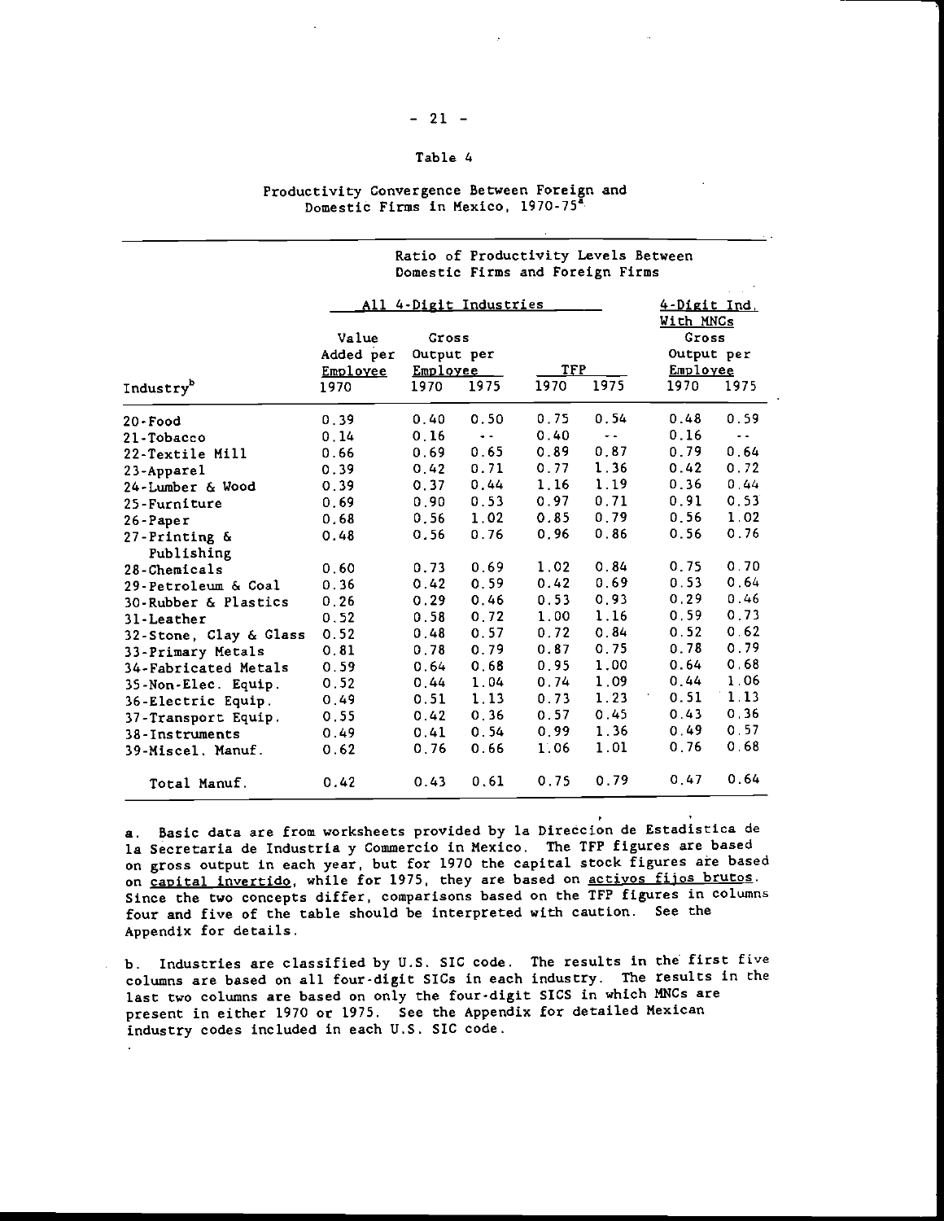Table 4

Productivity Convergence Between Foreign and Domestic Firms in Mexico, 1970-75[a]

| | Ratio of Productivity Levels Between Domestic Firms and Foreign Firms | | | | | | |
|---|---|---|---|---|---|---|---|
| | All 4-Digit Industries | | | | | 4-Digit Ind. With MNCs | |
| | Value Added per Employee | Gross Output per Employee | | TFP | | Gross Output per Employee | |
| Industry[b] | 1970 | 1970 | 1975 | 1970 | 1975 | 1970 | 1975 |
| 20-Food | 0.39 | 0.40 | 0.50 | 0.75 | 0.54 | 0.48 | 0.59 |
| 21-Tobacco | 0.14 | 0.16 | -- | 0.40 | -- | 0.16 | -- |
| 22-Textile Mill | 0.66 | 0.69 | 0.65 | 0.89 | 0.87 | 0.79 | 0.64 |
| 23-Apparel | 0.39 | 0.42 | 0.71 | 0.77 | 1.36 | 0.42 | 0.72 |
| 24-Lumber & Wood | 0.39 | 0.37 | 0.44 | 1.16 | 1.19 | 0.36 | 0.44 |
| 25-Furniture | 0.69 | 0.90 | 0.53 | 0.97 | 0.71 | 0.91 | 0.53 |
| 26-Paper | 0.68 | 0.56 | 1.02 | 0.85 | 0.79 | 0.56 | 1.02 |
| 27-Printing & Publishing | 0.48 | 0.56 | 0.76 | 0.96 | 0.86 | 0.56 | 0.76 |
| 28-Chemicals | 0.60 | 0.73 | 0.69 | 1.02 | 0.84 | 0.75 | 0.70 |
| 29-Petroleum & Coal | 0.36 | 0.42 | 0.59 | 0.42 | 0.69 | 0.53 | 0.64 |
| 30-Rubber & Plastics | 0.26 | 0.29 | 0.46 | 0.53 | 0.93 | 0.29 | 0.46 |
| 31-Leather | 0.52 | 0.58 | 0.72 | 1.00 | 1.16 | 0.59 | 0.73 |
| 32-Stone, Clay & Glass | 0.52 | 0.48 | 0.57 | 0.72 | 0.84 | 0.52 | 0.62 |
| 33-Primary Metals | 0.81 | 0.78 | 0.79 | 0.87 | 0.75 | 0.78 | 0.79 |
| 34-Fabricated Metals | 0.59 | 0.64 | 0.68 | 0.95 | 1.00 | 0.64 | 0.68 |
| 35-Non-Elec. Equip. | 0.52 | 0.44 | 1.04 | 0.74 | 1.09 | 0.44 | 1.06 |
| 36-Electric Equip. | 0.49 | 0.51 | 1.13 | 0.73 | 1.23 | 0.51 | 1.13 |
| 37-Transport Equip. | 0.55 | 0.42 | 0.36 | 0.57 | 0.45 | 0.43 | 0.36 |
| 38-Instruments | 0.49 | 0.41 | 0.54 | 0.99 | 1.36 | 0.49 | 0.57 |
| 39-Miscel. Manuf. | 0.62 | 0.76 | 0.66 | 1.06 | 1.01 | 0.76 | 0.68 |
| Total Manuf. | 0.42 | 0.43 | 0.61 | 0.75 | 0.79 | 0.47 | 0.64 |

a. Basic data are from worksheets provided by la Direccion de Estadistica de la Secretaria de Industria y Commercio in Mexico. The TFP figures are based on gross output in each year, but for 1970 the capital stock figures are based on *capital invertido*, while for 1975, they are based on *activos fijos brutos*. Since the two concepts differ, comparisons based on the TFP figures in columns four and five of the table should be interpreted with caution. See the Appendix for details.

b. Industries are classified by U.S. SIC code. The results in the first five columns are based on all four-digit SICs in each industry. The results in the last two columns are based on only the four-digit SICS in which MNCs are present in either 1970 or 1975. See the Appendix for detailed Mexican industry codes included in each U.S. SIC code.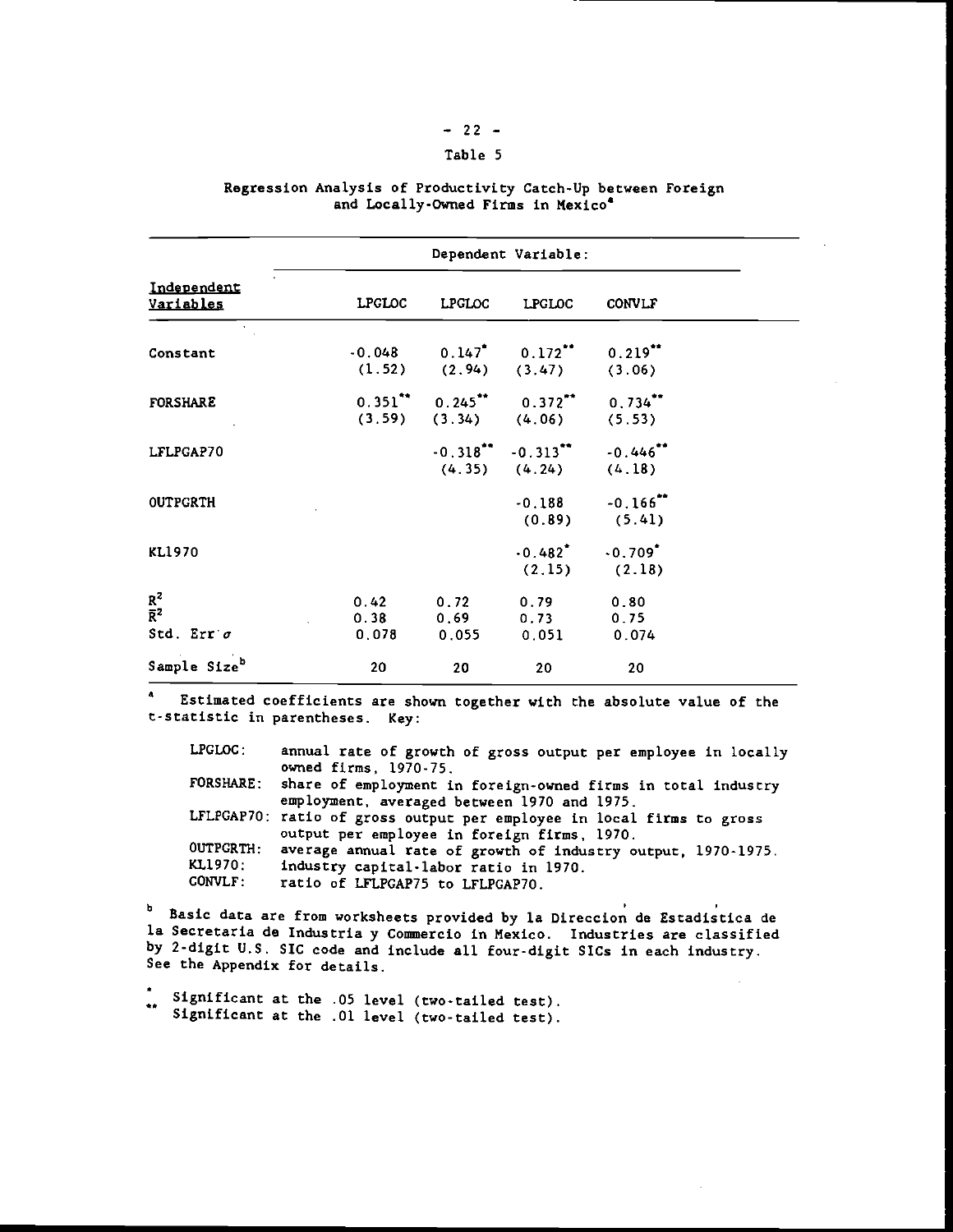Table 5

Regression Analysis of Productivity Catch-Up between Foreign and Locally-Owned Firms in Mexico[a]

| Independent Variables | Dependent Variable: | | | |
|---|---|---|---|---|
| | LPGLOC | LPGLOC | LPGLOC | CONVLF |
| Constant | -0.048 (1.52) | 0.147* (2.94) | 0.172** (3.47) | 0.219** (3.06) |
| FORSHARE | 0.351** (3.59) | 0.245** (3.34) | 0.372** (4.06) | 0.734** (5.53) |
| LFLPGAP70 | | -0.318** (4.35) | -0.313** (4.24) | -0.446** (4.18) |
| OUTPGRTH | | | -0.188 (0.89) | -0.166** (5.41) |
| KL1970 | | | -0.482* (2.15) | -0.709* (2.18) |
| $R^2$ | 0.42 | 0.72 | 0.79 | 0.80 |
| $\bar{R}^2$ | 0.38 | 0.69 | 0.73 | 0.75 |
| Std. Err $\sigma$ | 0.078 | 0.055 | 0.051 | 0.074 |
| Sample Size[b] | 20 | 20 | 20 | 20 |

[a] Estimated coefficients are shown together with the absolute value of the t-statistic in parentheses. Key:

- LPGLOC: annual rate of growth of gross output per employee in locally owned firms, 1970-75.
- FORSHARE: share of employment in foreign-owned firms in total industry employment, averaged between 1970 and 1975.
- LFLPGAP70: ratio of gross output per employee in local firms to gross output per employee in foreign firms, 1970.
- OUTPGRTH: average annual rate of growth of industry output, 1970-1975.
- KL1970: industry capital-labor ratio in 1970.
- CONVLF: ratio of LFLPGAP75 to LFLPGAP70.

[b] Basic data are from worksheets provided by la Dirección de Estadística de la Secretaría de Industria y Commercio in Mexico. Industries are classified by 2-digit U.S. SIC code and include all four-digit SICs in each industry. See the Appendix for details.

\* Significant at the .05 level (two-tailed test).
\*\* Significant at the .01 level (two-tailed test).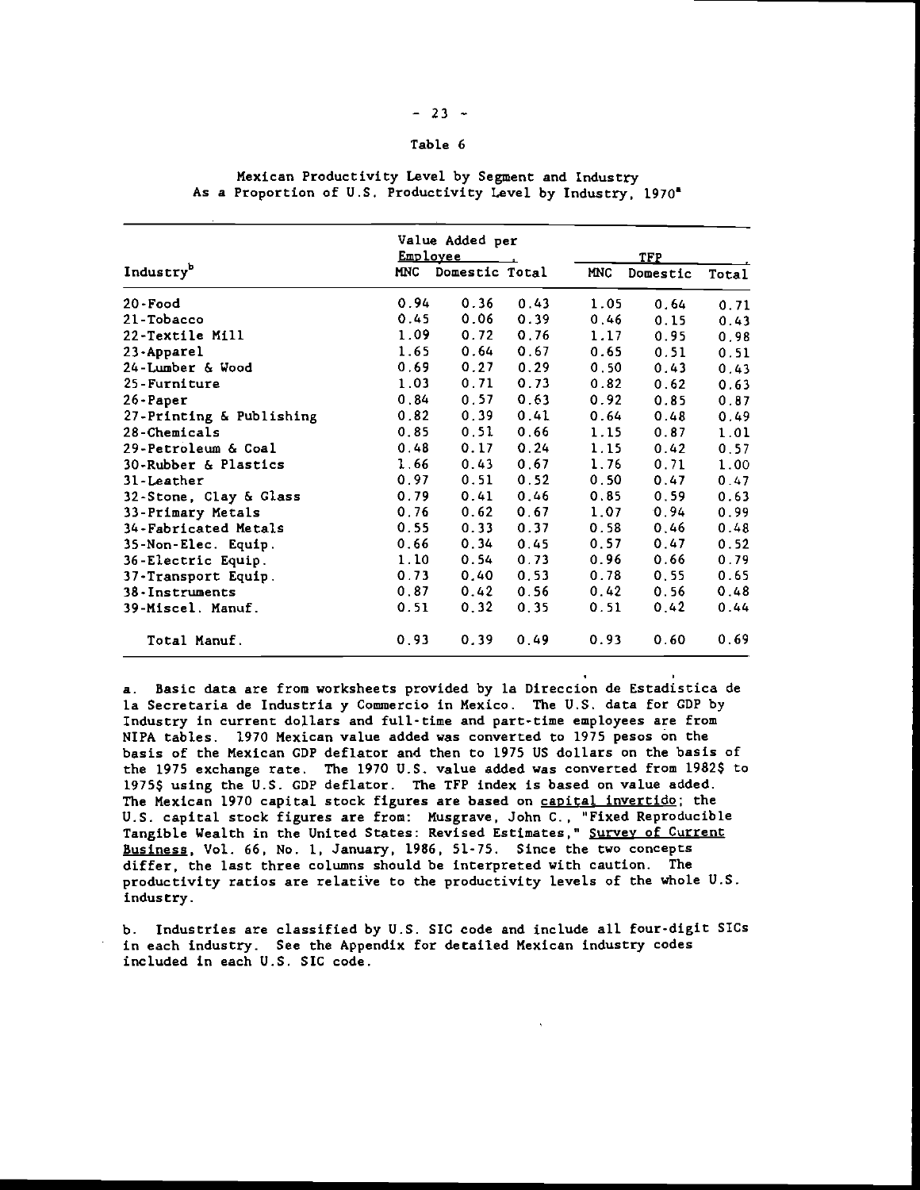Table 6

Mexican Productivity Level by Segment and Industry
As a Proportion of U.S. Productivity Level by Industry, 1970[a]

| Industry[b] | Value Added per Employee | | | TFP | | |
|---|---|---|---|---|---|---|
| | MNC | Domestic | Total | MNC | Domestic | Total |
| 20-Food | 0.94 | 0.36 | 0.43 | 1.05 | 0.64 | 0.71 |
| 21-Tobacco | 0.45 | 0.06 | 0.39 | 0.46 | 0.15 | 0.43 |
| 22-Textile Mill | 1.09 | 0.72 | 0.76 | 1.17 | 0.95 | 0.98 |
| 23-Apparel | 1.65 | 0.64 | 0.67 | 0.65 | 0.51 | 0.51 |
| 24-Lumber & Wood | 0.69 | 0.27 | 0.29 | 0.50 | 0.43 | 0.43 |
| 25-Furniture | 1.03 | 0.71 | 0.73 | 0.82 | 0.62 | 0.63 |
| 26-Paper | 0.84 | 0.57 | 0.63 | 0.92 | 0.85 | 0.87 |
| 27-Printing & Publishing | 0.82 | 0.39 | 0.41 | 0.64 | 0.48 | 0.49 |
| 28-Chemicals | 0.85 | 0.51 | 0.66 | 1.15 | 0.87 | 1.01 |
| 29-Petroleum & Coal | 0.48 | 0.17 | 0.24 | 1.15 | 0.42 | 0.57 |
| 30-Rubber & Plastics | 1.66 | 0.43 | 0.67 | 1.76 | 0.71 | 1.00 |
| 31-Leather | 0.97 | 0.51 | 0.52 | 0.50 | 0.47 | 0.47 |
| 32-Stone, Clay & Glass | 0.79 | 0.41 | 0.46 | 0.85 | 0.59 | 0.63 |
| 33-Primary Metals | 0.76 | 0.62 | 0.67 | 1.07 | 0.94 | 0.99 |
| 34-Fabricated Metals | 0.55 | 0.33 | 0.37 | 0.58 | 0.46 | 0.48 |
| 35-Non-Elec. Equip. | 0.66 | 0.34 | 0.45 | 0.57 | 0.47 | 0.52 |
| 36-Electric Equip. | 1.10 | 0.54 | 0.73 | 0.96 | 0.66 | 0.79 |
| 37-Transport Equip. | 0.73 | 0.40 | 0.53 | 0.78 | 0.55 | 0.65 |
| 38-Instruments | 0.87 | 0.42 | 0.56 | 0.42 | 0.56 | 0.48 |
| 39-Miscel. Manuf. | 0.51 | 0.32 | 0.35 | 0.51 | 0.42 | 0.44 |
| Total Manuf. | 0.93 | 0.39 | 0.49 | 0.93 | 0.60 | 0.69 |

a. Basic data are from worksheets provided by la Direccion de Estadistica de la Secretaria de Industria y Commercio in Mexico. The U.S. data for GDP by Industry in current dollars and full-time and part-time employees are from NIPA tables. 1970 Mexican value added was converted to 1975 pesos on the basis of the Mexican GDP deflator and then to 1975 US dollars on the basis of the 1975 exchange rate. The 1970 U.S. value added was converted from 1982$ to 1975$ using the U.S. GDP deflator. The TFP index is based on value added. The Mexican 1970 capital stock figures are based on capital invertido; the U.S. capital stock figures are from: Musgrave, John C., "Fixed Reproducible Tangible Wealth in the United States: Revised Estimates," Survey of Current Business, Vol. 66, No. 1, January, 1986, 51-75. Since the two concepts differ, the last three columns should be interpreted with caution. The productivity ratios are relative to the productivity levels of the whole U.S. industry.

b. Industries are classified by U.S. SIC code and include all four-digit SICs in each industry. See the Appendix for detailed Mexican industry codes included in each U.S. SIC code.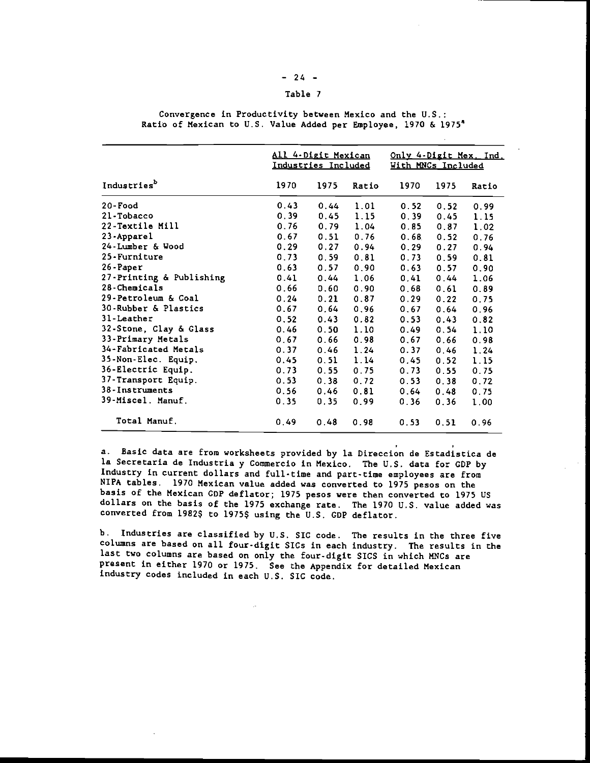Table 7

Convergence in Productivity between Mexico and the U.S.: Ratio of Mexican to U.S. Value Added per Employee, 1970 & 1975[a]

| Industries[b] | All 4-Digit Mexican Industries Included | | | Only 4-Digit Mex. Ind. With MNCs Included | | |
|---|---|---|---|---|---|---|
| | 1970 | 1975 | Ratio | 1970 | 1975 | Ratio |
| 20-Food | 0.43 | 0.44 | 1.01 | 0.52 | 0.52 | 0.99 |
| 21-Tobacco | 0.39 | 0.45 | 1.15 | 0.39 | 0.45 | 1.15 |
| 22-Textile Mill | 0.76 | 0.79 | 1.04 | 0.85 | 0.87 | 1.02 |
| 23-Apparel | 0.67 | 0.51 | 0.76 | 0.68 | 0.52 | 0.76 |
| 24-Lumber & Wood | 0.29 | 0.27 | 0.94 | 0.29 | 0.27 | 0.94 |
| 25-Furniture | 0.73 | 0.59 | 0.81 | 0.73 | 0.59 | 0.81 |
| 26-Paper | 0.63 | 0.57 | 0.90 | 0.63 | 0.57 | 0.90 |
| 27-Printing & Publishing | 0.41 | 0.44 | 1.06 | 0.41 | 0.44 | 1.06 |
| 28-Chemicals | 0.66 | 0.60 | 0.90 | 0.68 | 0.61 | 0.89 |
| 29-Petroleum & Coal | 0.24 | 0.21 | 0.87 | 0.29 | 0.22 | 0.75 |
| 30-Rubber & Plastics | 0.67 | 0.64 | 0.96 | 0.67 | 0.64 | 0.96 |
| 31-Leather | 0.52 | 0.43 | 0.82 | 0.53 | 0.43 | 0.82 |
| 32-Stone, Clay & Glass | 0.46 | 0.50 | 1.10 | 0.49 | 0.54 | 1.10 |
| 33-Primary Metals | 0.67 | 0.66 | 0.98 | 0.67 | 0.66 | 0.98 |
| 34-Fabricated Metals | 0.37 | 0.46 | 1.24 | 0.37 | 0.46 | 1.24 |
| 35-Non-Elec. Equip. | 0.45 | 0.51 | 1.14 | 0.45 | 0.52 | 1.15 |
| 36-Electric Equip. | 0.73 | 0.55 | 0.75 | 0.73 | 0.55 | 0.75 |
| 37-Transport Equip. | 0.53 | 0.38 | 0.72 | 0.53 | 0.38 | 0.72 |
| 38-Instruments | 0.56 | 0.46 | 0.81 | 0.64 | 0.48 | 0.75 |
| 39-Miscel. Manuf. | 0.35 | 0.35 | 0.99 | 0.36 | 0.36 | 1.00 |
| Total Manuf. | 0.49 | 0.48 | 0.98 | 0.53 | 0.51 | 0.96 |

a. Basic data are from worksheets provided by la Dirección de Estadística de la Secretaria de Industria y Commercio in Mexico. The U.S. data for GDP by Industry in current dollars and full-time and part-time employees are from NIPA tables. 1970 Mexican value added was converted to 1975 pesos on the basis of the Mexican GDP deflator; 1975 pesos were then converted to 1975 US dollars on the basis of the 1975 exchange rate. The 1970 U.S. value added was converted from 1982$ to 1975$ using the U.S. GDP deflator.

b. Industries are classified by U.S. SIC code. The results in the three five columns are based on all four-digit SICs in each industry. The results in the last two columns are based on only the four-digit SICS in which MNCs are present in either 1970 or 1975. See the Appendix for detailed Mexican industry codes included in each U.S. SIC code.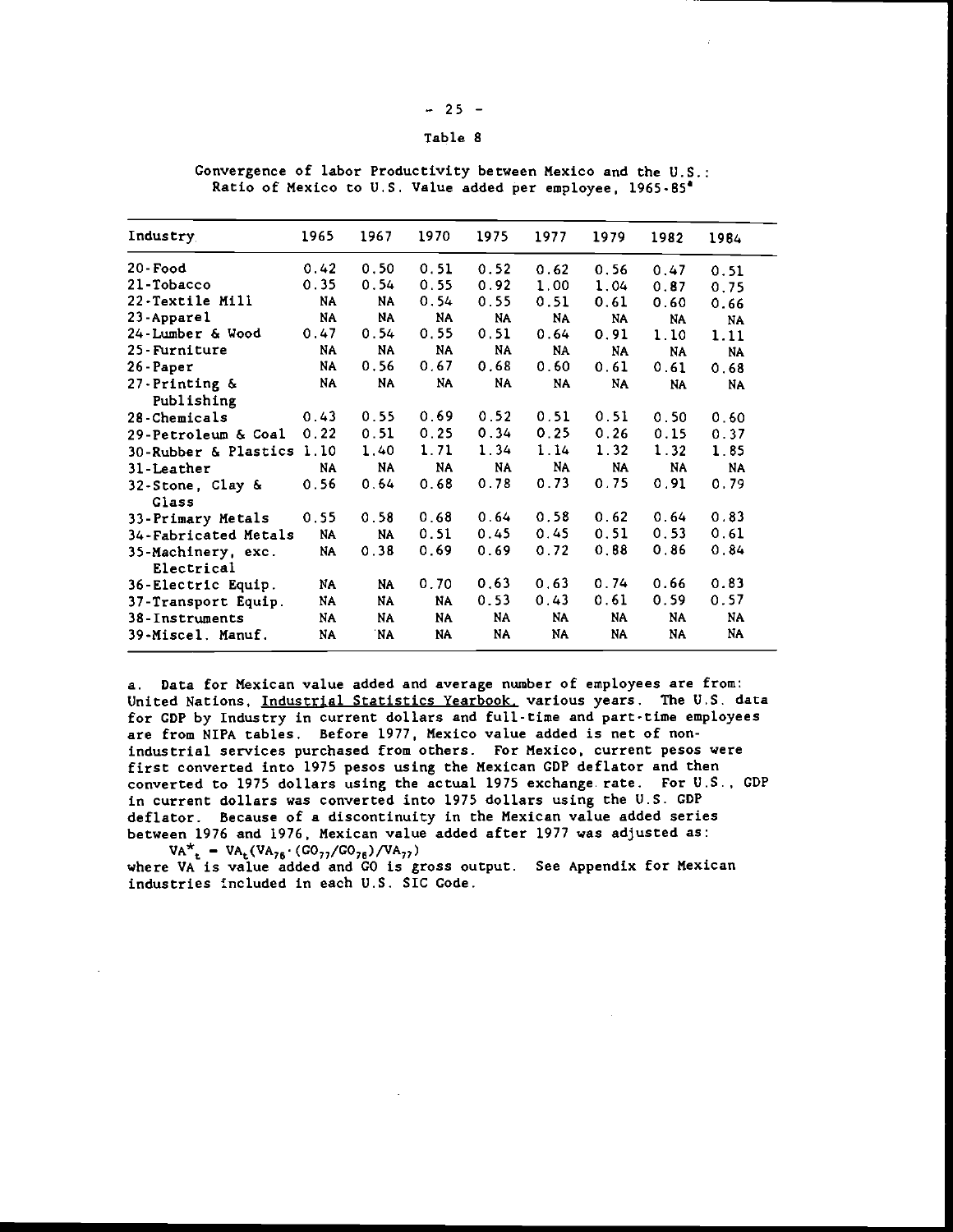Table 8

Convergence of labor Productivity between Mexico and the U.S.: Ratio of Mexico to U.S. Value added per employee, 1965-85[a]

| Industry | 1965 | 1967 | 1970 | 1975 | 1977 | 1979 | 1982 | 1984 |
|---|---|---|---|---|---|---|---|---|
| 20-Food | 0.42 | 0.50 | 0.51 | 0.52 | 0.62 | 0.56 | 0.47 | 0.51 |
| 21-Tobacco | 0.35 | 0.54 | 0.55 | 0.92 | 1.00 | 1.04 | 0.87 | 0.75 |
| 22-Textile Mill | NA | NA | 0.54 | 0.55 | 0.51 | 0.61 | 0.60 | 0.66 |
| 23-Apparel | NA | NA | NA | NA | NA | NA | NA | NA |
| 24-Lumber & Wood | 0.47 | 0.54 | 0.55 | 0.51 | 0.64 | 0.91 | 1.10 | 1.11 |
| 25-Furniture | NA | NA | NA | NA | NA | NA | NA | NA |
| 26-Paper | NA | 0.56 | 0.67 | 0.68 | 0.60 | 0.61 | 0.61 | 0.68 |
| 27-Printing & Publishing | NA | NA | NA | NA | NA | NA | NA | NA |
| 28-Chemicals | 0.43 | 0.55 | 0.69 | 0.52 | 0.51 | 0.51 | 0.50 | 0.60 |
| 29-Petroleum & Coal | 0.22 | 0.51 | 0.25 | 0.34 | 0.25 | 0.26 | 0.15 | 0.37 |
| 30-Rubber & Plastics | 1.10 | 1.40 | 1.71 | 1.34 | 1.14 | 1.32 | 1.32 | 1.85 |
| 31-Leather | NA | NA | NA | NA | NA | NA | NA | NA |
| 32-Stone, Clay & Glass | 0.56 | 0.64 | 0.68 | 0.78 | 0.73 | 0.75 | 0.91 | 0.79 |
| 33-Primary Metals | 0.55 | 0.58 | 0.68 | 0.64 | 0.58 | 0.62 | 0.64 | 0.83 |
| 34-Fabricated Metals | NA | NA | 0.51 | 0.45 | 0.45 | 0.51 | 0.53 | 0.61 |
| 35-Machinery, exc. Electrical | NA | 0.38 | 0.69 | 0.69 | 0.72 | 0.88 | 0.86 | 0.84 |
| 36-Electric Equip. | NA | NA | 0.70 | 0.63 | 0.63 | 0.74 | 0.66 | 0.83 |
| 37-Transport Equip. | NA | NA | NA | 0.53 | 0.43 | 0.61 | 0.59 | 0.57 |
| 38-Instruments | NA | NA | NA | NA | NA | NA | NA | NA |
| 39-Miscel. Manuf. | NA | NA | NA | NA | NA | NA | NA | NA |

a. Data for Mexican value added and average number of employees are from: United Nations, Industrial Statistics Yearbook, various years. The U.S. data for GDP by Industry in current dollars and full-time and part-time employees are from NIPA tables. Before 1977, Mexico value added is net of non-industrial services purchased from others. For Mexico, current pesos were first converted into 1975 pesos using the Mexican GDP deflator and then converted to 1975 dollars using the actual 1975 exchange rate. For U.S., GDP in current dollars was converted into 1975 dollars using the U.S. GDP deflator. Because of a discontinuity in the Mexican value added series between 1976 and 1976, Mexican value added after 1977 was adjusted as:

$$VA^*_t = VA_t(VA_{76} \cdot (GO_{77}/GO_{76})/VA_{77})$$

where VA is value added and GO is gross output. See Appendix for Mexican industries included in each U.S. SIC Code.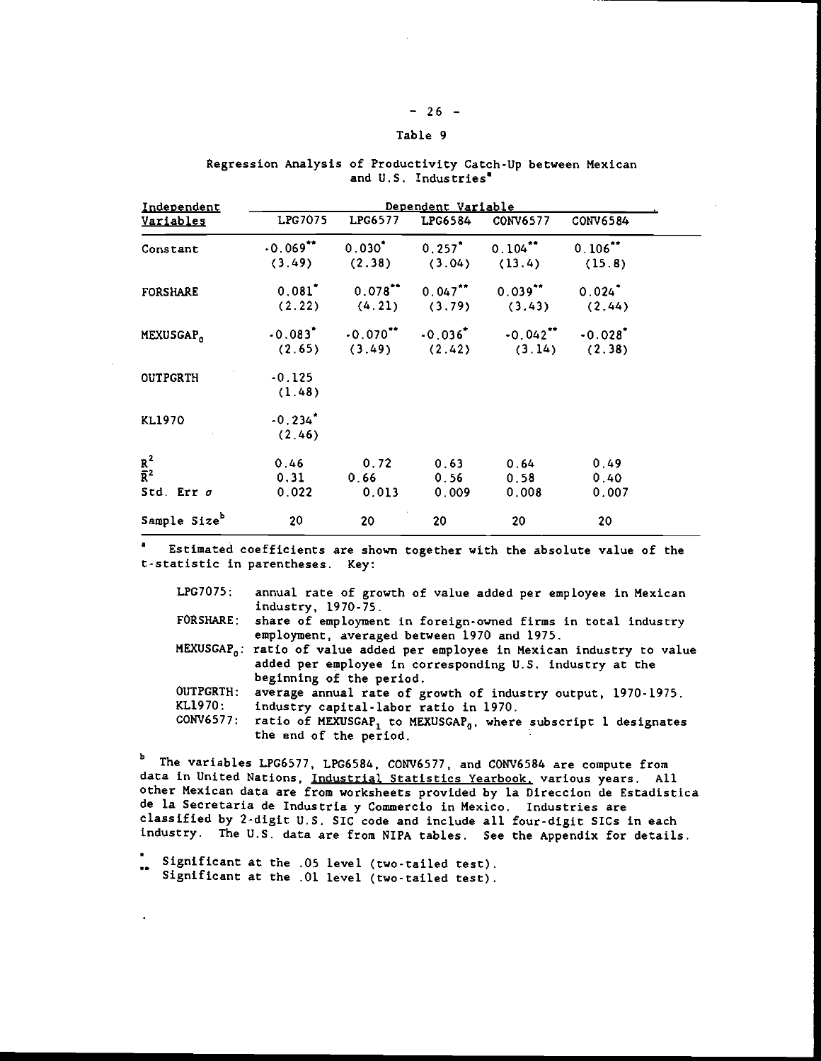## Table 9

Regression Analysis of Productivity Catch-Up between Mexican and U.S. Industries[a]

| Independent Variables | Dependent Variable | | | | |
|---|---|---|---|---|---|
| | LPG7075 | LPG6577 | LPG6584 | CONV6577 | CONV6584 |
| Constant | -0.069** | 0.030* | 0.257* | 0.104** | 0.106** |
| | (3.49) | (2.38) | (3.04) | (13.4) | (15.8) |
| FORSHARE | 0.081* | 0.078** | 0.047** | 0.039** | 0.024* |
| | (2.22) | (4.21) | (3.79) | (3.43) | (2.44) |
| $MEXUSGAP_0$ | -0.083* | -0.070** | -0.036* | -0.042** | -0.028* |
| | (2.65) | (3.49) | (2.42) | (3.14) | (2.38) |
| OUTPGRTH | -0.125 | | | | |
| | (1.48) | | | | |
| KL1970 | -0.234* | | | | |
| | (2.46) | | | | |
| $R^2$ | 0.46 | 0.72 | 0.63 | 0.64 | 0.49 |
| $\bar{R}^2$ | 0.31 | 0.66 | 0.56 | 0.58 | 0.40 |
| Std. Err $\sigma$ | 0.022 | 0.013 | 0.009 | 0.008 | 0.007 |
| Sample Size[b] | 20 | 20 | 20 | 20 | 20 |

[a] Estimated coefficients are shown together with the absolute value of the t-statistic in parentheses. Key:

- LPG7075: annual rate of growth of value added per employee in Mexican industry, 1970-75.
- FORSHARE: share of employment in foreign-owned firms in total industry employment, averaged between 1970 and 1975.
- $MEXUSGAP_0$: ratio of value added per employee in Mexican industry to value added per employee in corresponding U.S. industry at the beginning of the period.
- OUTPGRTH: average annual rate of growth of industry output, 1970-1975.
- KL1970: industry capital-labor ratio in 1970.
- CONV6577: ratio of $MEXUSGAP_1$ to $MEXUSGAP_0$, where subscript 1 designates the end of the period.

[b] The variables LPG6577, LPG6584, CONV6577, and CONV6584 are compute from data in United Nations, Industrial Statistics Yearbook, various years. All other Mexican data are from worksheets provided by la Direccion de Estadistica de la Secretaria de Industria y Commercio in Mexico. Industries are classified by 2-digit U.S. SIC code and include all four-digit SICs in each industry. The U.S. data are from NIPA tables. See the Appendix for details.

\* Significant at the .05 level (two-tailed test).
\** Significant at the .01 level (two-tailed test).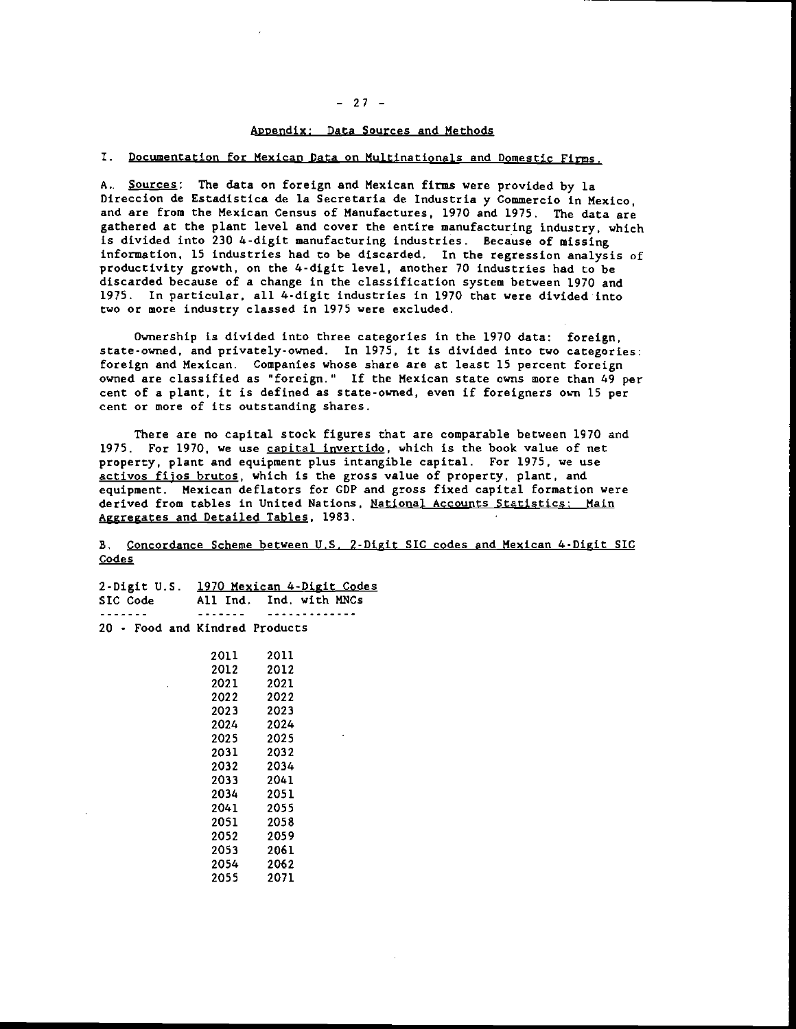## Appendix: Data Sources and Methods

### I. Documentation for Mexican Data on Multinationals and Domestic Firms.

A. Sources: The data on foreign and Mexican firms were provided by la Direccion de Estadistica de la Secretaria de Industria y Commercio in Mexico, and are from the Mexican Census of Manufactures, 1970 and 1975. The data are gathered at the plant level and cover the entire manufacturing industry, which is divided into 230 4-digit manufacturing industries. Because of missing information, 15 industries had to be discarded. In the regression analysis of productivity growth, on the 4-digit level, another 70 industries had to be discarded because of a change in the classification system between 1970 and 1975. In particular, all 4-digit industries in 1970 that were divided into two or more industry classed in 1975 were excluded.

Ownership is divided into three categories in the 1970 data: foreign, state-owned, and privately-owned. In 1975, it is divided into two categories: foreign and Mexican. Companies whose share are at least 15 percent foreign owned are classified as "foreign." If the Mexican state owns more than 49 per cent of a plant, it is defined as state-owned, even if foreigners own 15 per cent or more of its outstanding shares.

There are no capital stock figures that are comparable between 1970 and 1975. For 1970, we use capital invertido, which is the book value of net property, plant and equipment plus intangible capital. For 1975, we use activos fijos brutos, which is the gross value of property, plant, and equipment. Mexican deflators for GDP and gross fixed capital formation were derived from tables in United Nations, National Accounts Statistics: Main Aggregates and Detailed Tables, 1983.

B. Concordance Scheme between U.S. 2-Digit SIC codes and Mexican 4-Digit SIC Codes

| 2-Digit U.S. SIC Code | 1970 Mexican 4-Digit Codes: All Ind. | 1970 Mexican 4-Digit Codes: Ind. with MNCs |
|---|---|---|
| 20 - Food and Kindred Products | | |
| | 2011 | 2011 |
| | 2012 | 2012 |
| | 2021 | 2021 |
| | 2022 | 2022 |
| | 2023 | 2023 |
| | 2024 | 2024 |
| | 2025 | 2025 |
| | 2031 | 2032 |
| | 2032 | 2034 |
| | 2033 | 2041 |
| | 2034 | 2051 |
| | 2041 | 2055 |
| | 2051 | 2058 |
| | 2052 | 2059 |
| | 2053 | 2061 |
| | 2054 | 2062 |
| | 2055 | 2071 |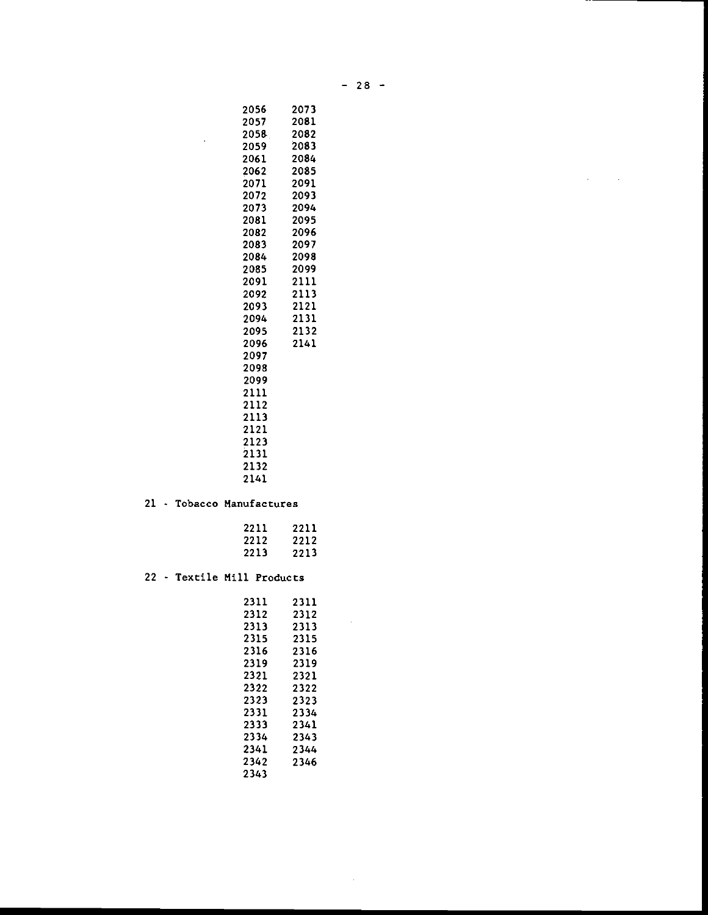| | |
|---|---|
| 2056 | 2073 |
| 2057 | 2081 |
| 2058 | 2082 |
| 2059 | 2083 |
| 2061 | 2084 |
| 2062 | 2085 |
| 2071 | 2091 |
| 2072 | 2093 |
| 2073 | 2094 |
| 2081 | 2095 |
| 2082 | 2096 |
| 2083 | 2097 |
| 2084 | 2098 |
| 2085 | 2099 |
| 2091 | 2111 |
| 2092 | 2113 |
| 2093 | 2121 |
| 2094 | 2131 |
| 2095 | 2132 |
| 2096 | 2141 |
| 2097 | |
| 2098 | |
| 2099 | |
| 2111 | |
| 2112 | |
| 2113 | |
| 2121 | |
| 2123 | |
| 2131 | |
| 2132 | |
| 2141 | |

21 - Tobacco Manufactures

| | |
|---|---|
| 2211 | 2211 |
| 2212 | 2212 |
| 2213 | 2213 |

22 - Textile Mill Products

| | |
|---|---|
| 2311 | 2311 |
| 2312 | 2312 |
| 2313 | 2313 |
| 2315 | 2315 |
| 2316 | 2316 |
| 2319 | 2319 |
| 2321 | 2321 |
| 2322 | 2322 |
| 2323 | 2323 |
| 2331 | 2334 |
| 2333 | 2341 |
| 2334 | 2343 |
| 2341 | 2344 |
| 2342 | 2346 |
| 2343 | |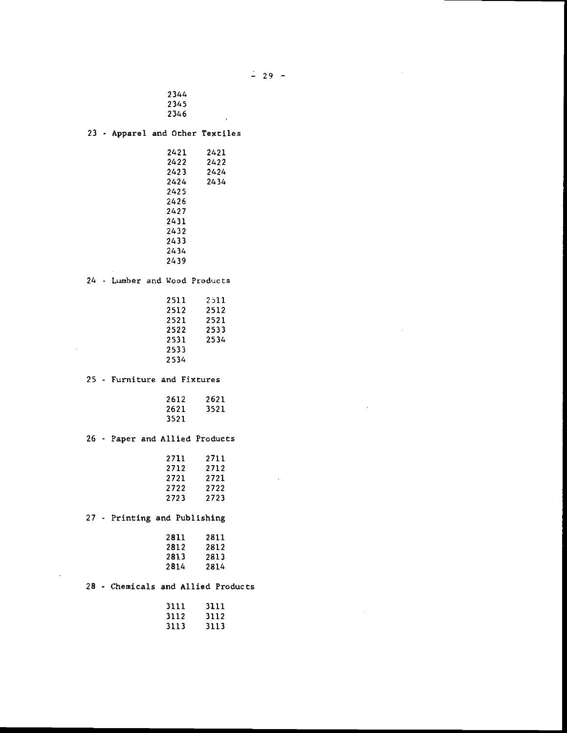| | |
|---|---|
| 2344 | |
| 2345 | |
| 2346 | |

23 - Apparel and Other Textiles

| | |
|---|---|
| 2421 | 2421 |
| 2422 | 2422 |
| 2423 | 2424 |
| 2424 | 2434 |
| 2425 | |
| 2426 | |
| 2427 | |
| 2431 | |
| 2432 | |
| 2433 | |
| 2434 | |
| 2439 | |

24 - Lumber and Wood Products

| | |
|---|---|
| 2511 | 2511 |
| 2512 | 2512 |
| 2521 | 2521 |
| 2522 | 2533 |
| 2531 | 2534 |
| 2533 | |
| 2534 | |

25 - Furniture and Fixtures

| | |
|---|---|
| 2612 | 2621 |
| 2621 | 3521 |
| 3521 | |

26 - Paper and Allied Products

| | |
|---|---|
| 2711 | 2711 |
| 2712 | 2712 |
| 2721 | 2721 |
| 2722 | 2722 |
| 2723 | 2723 |

27 - Printing and Publishing

| | |
|---|---|
| 2811 | 2811 |
| 2812 | 2812 |
| 2813 | 2813 |
| 2814 | 2814 |

28 - Chemicals and Allied Products

| | |
|---|---|
| 3111 | 3111 |
| 3112 | 3112 |
| 3113 | 3113 |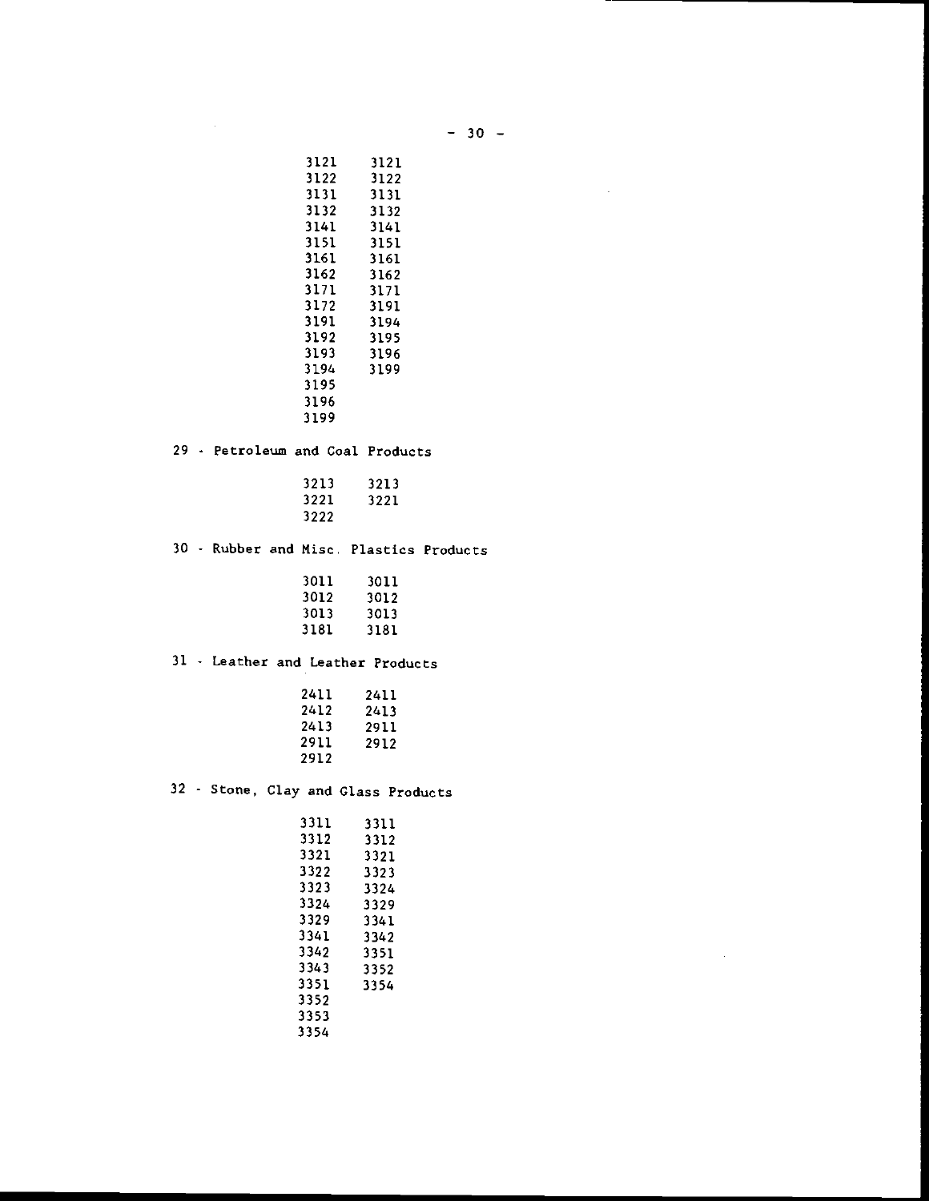| | |
|---|---|
| 3121 | 3121 |
| 3122 | 3122 |
| 3131 | 3131 |
| 3132 | 3132 |
| 3141 | 3141 |
| 3151 | 3151 |
| 3161 | 3161 |
| 3162 | 3162 |
| 3171 | 3171 |
| 3172 | 3191 |
| 3191 | 3194 |
| 3192 | 3195 |
| 3193 | 3196 |
| 3194 | 3199 |
| 3195 | |
| 3196 | |
| 3199 | |

29 - Petroleum and Coal Products

| | |
|---|---|
| 3213 | 3213 |
| 3221 | 3221 |
| 3222 | |

30 - Rubber and Misc. Plastics Products

| | |
|---|---|
| 3011 | 3011 |
| 3012 | 3012 |
| 3013 | 3013 |
| 3181 | 3181 |

31 - Leather and Leather Products

| | |
|---|---|
| 2411 | 2411 |
| 2412 | 2413 |
| 2413 | 2911 |
| 2911 | 2912 |
| 2912 | |

32 - Stone, Clay and Glass Products

| | |
|---|---|
| 3311 | 3311 |
| 3312 | 3312 |
| 3321 | 3321 |
| 3322 | 3323 |
| 3323 | 3324 |
| 3324 | 3329 |
| 3329 | 3341 |
| 3341 | 3342 |
| 3342 | 3351 |
| 3343 | 3352 |
| 3351 | 3354 |
| 3352 | |
| 3353 | |
| 3354 | |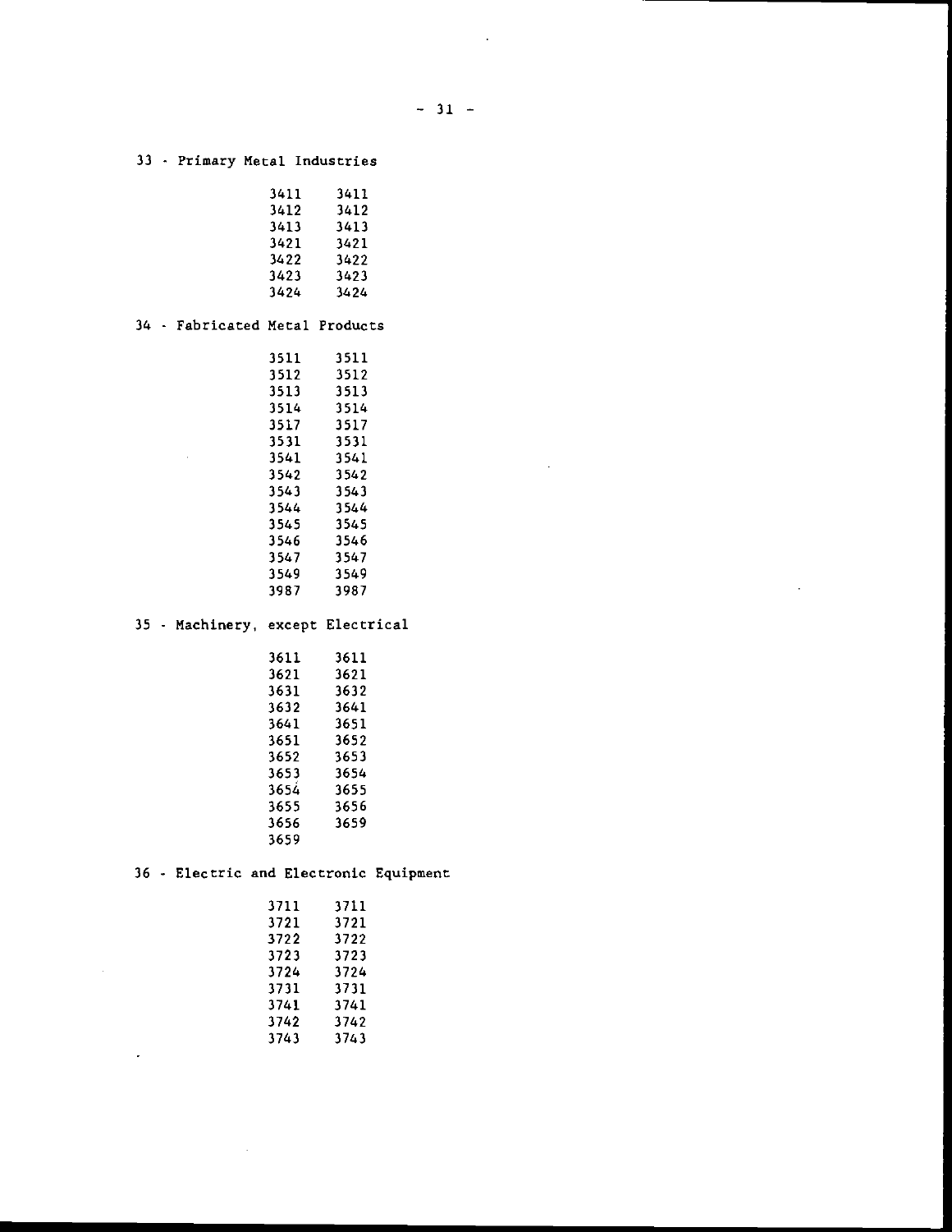33 - Primary Metal Industries

| | |
|---|---|
| 3411 | 3411 |
| 3412 | 3412 |
| 3413 | 3413 |
| 3421 | 3421 |
| 3422 | 3422 |
| 3423 | 3423 |
| 3424 | 3424 |

34 - Fabricated Metal Products

| | |
|---|---|
| 3511 | 3511 |
| 3512 | 3512 |
| 3513 | 3513 |
| 3514 | 3514 |
| 3517 | 3517 |
| 3531 | 3531 |
| 3541 | 3541 |
| 3542 | 3542 |
| 3543 | 3543 |
| 3544 | 3544 |
| 3545 | 3545 |
| 3546 | 3546 |
| 3547 | 3547 |
| 3549 | 3549 |
| 3987 | 3987 |

35 - Machinery, except Electrical

| | |
|---|---|
| 3611 | 3611 |
| 3621 | 3621 |
| 3631 | 3632 |
| 3632 | 3641 |
| 3641 | 3651 |
| 3651 | 3652 |
| 3652 | 3653 |
| 3653 | 3654 |
| 3654 | 3655 |
| 3655 | 3656 |
| 3656 | 3659 |
| 3659 | |

36 - Electric and Electronic Equipment

| | |
|---|---|
| 3711 | 3711 |
| 3721 | 3721 |
| 3722 | 3722 |
| 3723 | 3723 |
| 3724 | 3724 |
| 3731 | 3731 |
| 3741 | 3741 |
| 3742 | 3742 |
| 3743 | 3743 |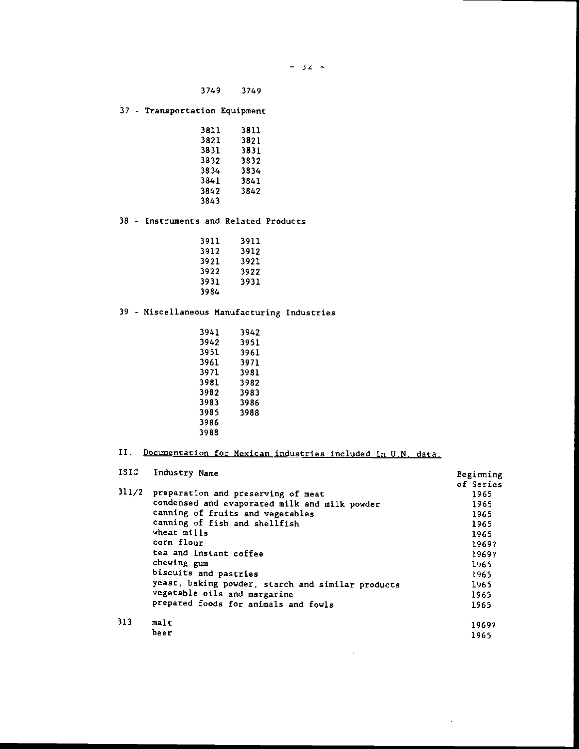| | |
|---|---|
| 3749 | 3749 |

37 - Transportation Equipment

| | |
|---|---|
| 3811 | 3811 |
| 3821 | 3821 |
| 3831 | 3831 |
| 3832 | 3832 |
| 3834 | 3834 |
| 3841 | 3841 |
| 3842 | 3842 |
| 3843 | |

38 - Instruments and Related Products

| | |
|---|---|
| 3911 | 3911 |
| 3912 | 3912 |
| 3921 | 3921 |
| 3922 | 3922 |
| 3931 | 3931 |
| 3984 | |

39 - Miscellaneous Manufacturing Industries

| | |
|---|---|
| 3941 | 3942 |
| 3942 | 3951 |
| 3951 | 3961 |
| 3961 | 3971 |
| 3971 | 3981 |
| 3981 | 3982 |
| 3982 | 3983 |
| 3983 | 3986 |
| 3985 | 3988 |
| 3986 | |
| 3988 | |

II. <u>Documentation for Mexican industries included in U.N. data.</u>

| ISIC | Industry Name | Beginning of Series |
|---|---|---|
| 311/2 | preparation and preserving of meat | 1965 |
| | condensed and evaporated milk and milk powder | 1965 |
| | canning of fruits and vegetables | 1965 |
| | canning of fish and shellfish | 1965 |
| | wheat mills | 1965 |
| | corn flour | 1969? |
| | tea and instant coffee | 1969? |
| | chewing gum | 1965 |
| | biscuits and pastries | 1965 |
| | yeast, baking powder, starch and similar products | 1965 |
| | vegetable oils and margarine | 1965 |
| | prepared foods for animals and fowls | 1965 |
| 313 | malt | 1969? |
| | beer | 1965 |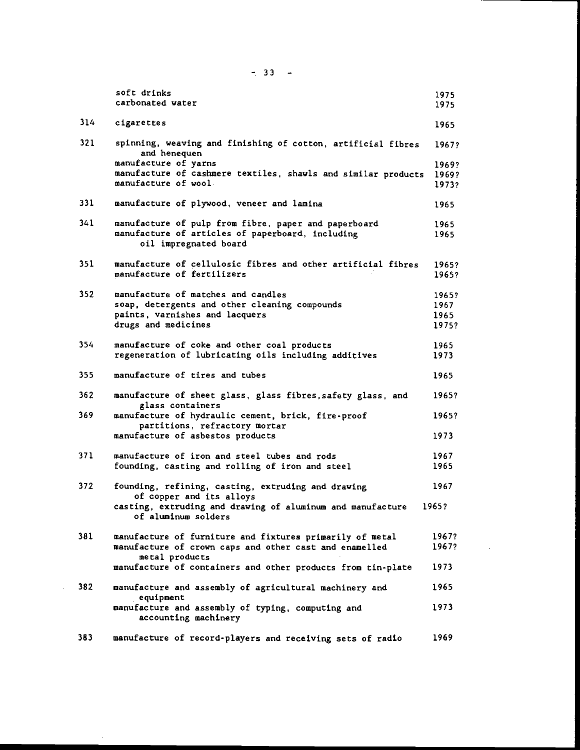| | | |
|---|---|---|
| | soft drinks | 1975 |
| | carbonated water | 1975 |
| 314 | cigarettes | 1965 |
| 321 | spinning, weaving and finishing of cotton, artificial fibres and henequen | 1967? |
| | manufacture of yarns | 1969? |
| | manufacture of cashmere textiles, shawls and similar products | 1969? |
| | manufacture of wool | 1973? |
| 331 | manufacture of plywood, veneer and lamina | 1965 |
| 341 | manufacture of pulp from fibre, paper and paperboard | 1965 |
| | manufacture of articles of paperboard, including oil impregnated board | 1965 |
| 351 | manufacture of cellulosic fibres and other artificial fibres | 1965? |
| | manufacture of fertilizers | 1965? |
| 352 | manufacture of matches and candles | 1965? |
| | soap, detergents and other cleaning compounds | 1967 |
| | paints, varnishes and lacquers | 1965 |
| | drugs and medicines | 1975? |
| 354 | manufacture of coke and other coal products | 1965 |
| | regeneration of lubricating oils including additives | 1973 |
| 355 | manufacture of tires and tubes | 1965 |
| 362 | manufacture of sheet glass, glass fibres, safety glass, and glass containers | 1965? |
| 369 | manufacture of hydraulic cement, brick, fire-proof partitions, refractory mortar | 1965? |
| | manufacture of asbestos products | 1973 |
| 371 | manufacture of iron and steel tubes and rods | 1967 |
| | founding, casting and rolling of iron and steel | 1965 |
| 372 | founding, refining, casting, extruding and drawing of copper and its alloys | 1967 |
| | casting, extruding and drawing of aluminum and manufacture of aluminum solders | 1965? |
| 381 | manufacture of furniture and fixtures primarily of metal | 1967? |
| | manufacture of crown caps and other cast and enamelled metal products | 1967? |
| | manufacture of containers and other products from tin-plate | 1973 |
| 382 | manufacture and assembly of agricultural machinery and equipment | 1965 |
| | manufacture and assembly of typing, computing and accounting machinery | 1973 |
| 383 | manufacture of record-players and receiving sets of radio | 1969 |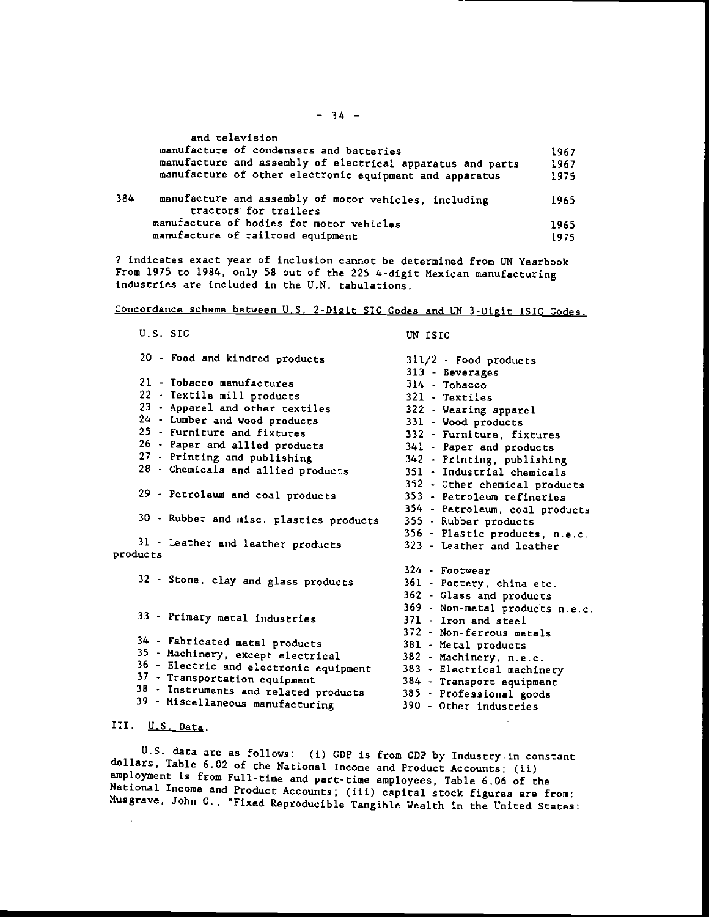| | | |
|---|---|---|
| | and television | |
| | manufacture of condensers and batteries | 1967 |
| | manufacture and assembly of electrical apparatus and parts | 1967 |
| | manufacture of other electronic equipment and apparatus | 1975 |
| 384 | manufacture and assembly of motor vehicles, including tractors for trailers | 1965 |
| | manufacture of bodies for motor vehicles | 1965 |
| | manufacture of railroad equipment | 1975 |

? indicates exact year of inclusion cannot be determined from UN Yearbook
From 1975 to 1984, only 58 out of the 225 4-digit Mexican manufacturing industries are included in the U.N. tabulations.

Concordance scheme between U.S. 2-Digit SIC Codes and UN 3-Digit ISIC Codes.

| U.S. SIC | UN ISIC |
|---|---|
| 20 - Food and kindred products | 311/2 - Food products |
| | 313 - Beverages |
| 21 - Tobacco manufactures | 314 - Tobacco |
| 22 - Textile mill products | 321 - Textiles |
| 23 - Apparel and other textiles | 322 - Wearing apparel |
| 24 - Lumber and wood products | 331 - Wood products |
| 25 - Furniture and fixtures | 332 - Furniture, fixtures |
| 26 - Paper and allied products | 341 - Paper and products |
| 27 - Printing and publishing | 342 - Printing, publishing |
| 28 - Chemicals and allied products | 351 - Industrial chemicals |
| | 352 - Other chemical products |
| 29 - Petroleum and coal products | 353 - Petroleum refineries |
| | 354 - Petroleum, coal products |
| 30 - Rubber and misc. plastics products | 355 - Rubber products |
| | 356 - Plastic products, n.e.c. |
| 31 - Leather and leather products products | 323 - Leather and leather |
| | 324 - Footwear |
| 32 - Stone, clay and glass products | 361 - Pottery, china etc. |
| | 362 - Glass and products |
| | 369 - Non-metal products n.e.c. |
| 33 - Primary metal industries | 371 - Iron and steel |
| | 372 - Non-ferrous metals |
| 34 - Fabricated metal products | 381 - Metal products |
| 35 - Machinery, except electrical | 382 - Machinery, n.e.c. |
| 36 - Electric and electronic equipment | 383 - Electrical machinery |
| 37 - Transportation equipment | 384 - Transport equipment |
| 38 - Instruments and related products | 385 - Professional goods |
| 39 - Miscellaneous manufacturing | 390 - Other industries |

## III. U.S. Data.

U.S. data are as follows: (i) GDP is from GDP by Industry in constant dollars, Table 6.02 of the National Income and Product Accounts; (ii) employment is from Full-time and part-time employees, Table 6.06 of the National Income and Product Accounts; (iii) capital stock figures are from: Musgrave, John C., "Fixed Reproducible Tangible Wealth in the United States: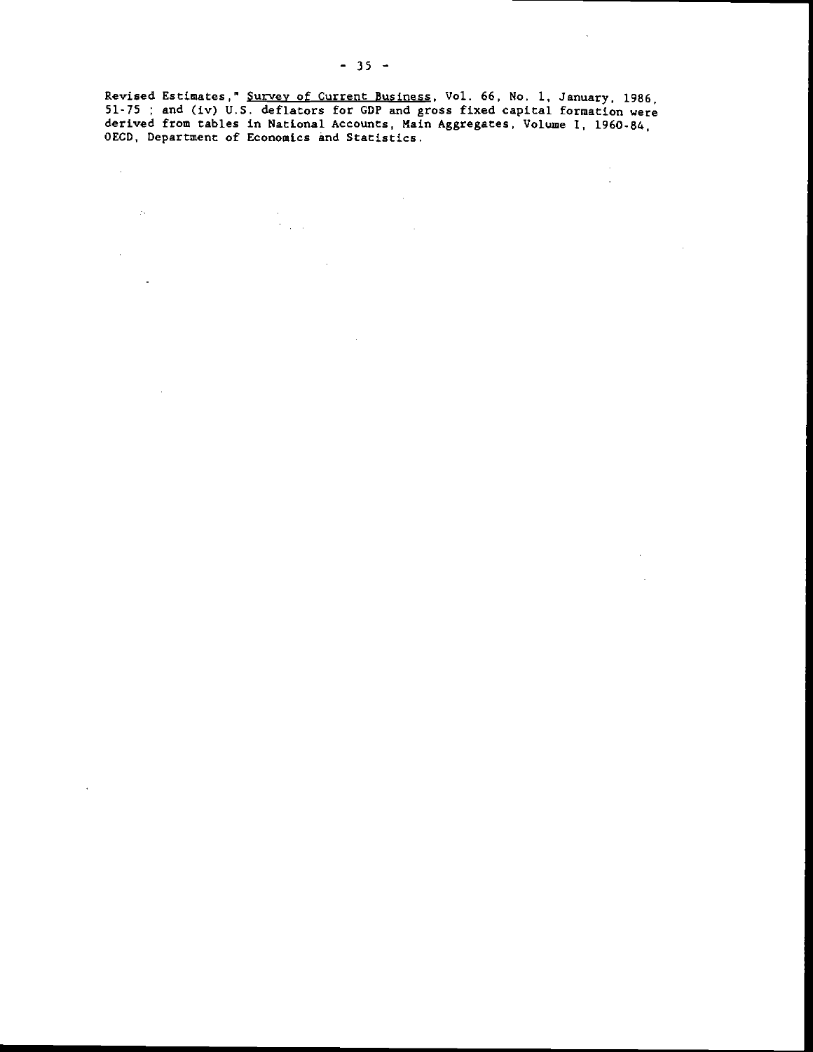Revised Estimates," Survey of Current Business, Vol. 66, No. 1, January, 1986, 51-75 ; and (iv) U.S. deflators for GDP and gross fixed capital formation were derived from tables in National Accounts, Main Aggregates, Volume I, 1960-84, OECD, Department of Economics and Statistics.